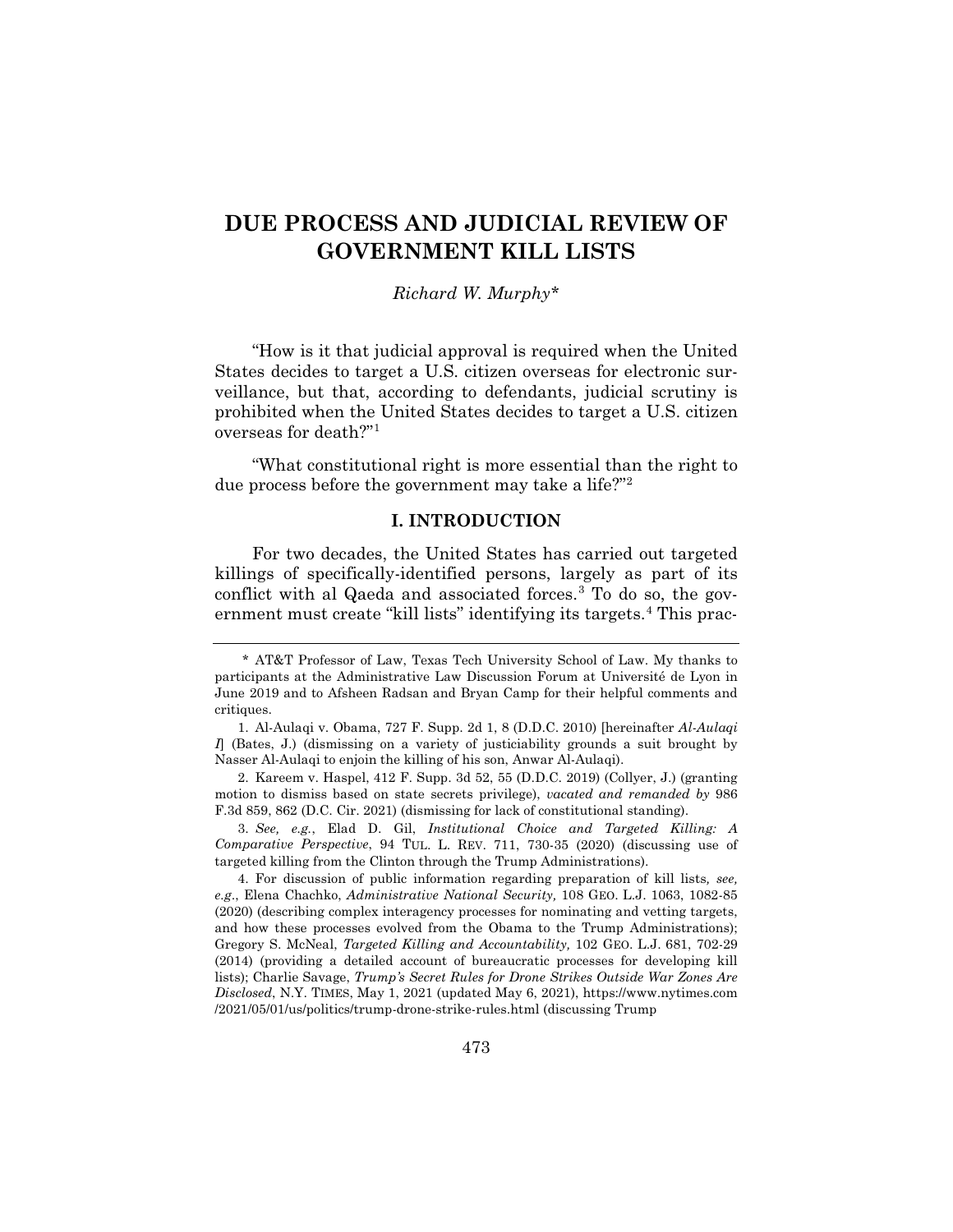# DUE PROCESS AND JUDICIAL REVIEW OF GOVERNMENT KILL LISTS

*Richard W. Murphy**

"How is it that judicial approval is required when the United States decides to target a U.S. citizen overseas for electronic surveillance, but that, according to defendants, judicial scrutiny is prohibited when the United States decides to target a U.S. citizen overseas for death?"[1]

"What constitutional right is more essential than the right to due process before the government may take a life?"[2]

## I. INTRODUCTION

For two decades, the United States has carried out targeted killings of specifically-identified persons, largely as part of its conflict with al Qaeda and associated forces.[3] To do so, the government must create "kill lists" identifying its targets.[4] This prac-

---

\* AT&T Professor of Law, Texas Tech University School of Law. My thanks to participants at the Administrative Law Discussion Forum at Université de Lyon in June 2019 and to Afsheen Radsan and Bryan Camp for their helpful comments and critiques.

1. Al-Aulaqi v. Obama, 727 F. Supp. 2d 1, 8 (D.D.C. 2010) [hereinafter *Al-Aulaqi I*] (Bates, J.) (dismissing on a variety of justiciability grounds a suit brought by Nasser Al-Aulaqi to enjoin the killing of his son, Anwar Al-Aulaqi).

2. Kareem v. Haspel, 412 F. Supp. 3d 52, 55 (D.D.C. 2019) (Collyer, J.) (granting motion to dismiss based on state secrets privilege), *vacated and remanded by* 986 F.3d 859, 862 (D.C. Cir. 2021) (dismissing for lack of constitutional standing).

3. *See, e.g.*, Elad D. Gil, *Institutional Choice and Targeted Killing: A Comparative Perspective*, 94 TUL. L. REV. 711, 730-35 (2020) (discussing use of targeted killing from the Clinton through the Trump Administrations).

4. For discussion of public information regarding preparation of kill lists*, see, e.g.*, Elena Chachko, *Administrative National Security,* 108 GEO. L.J. 1063, 1082-85 (2020) (describing complex interagency processes for nominating and vetting targets, and how these processes evolved from the Obama to the Trump Administrations); Gregory S. McNeal, *Targeted Killing and Accountability,* 102 GEO. L.J. 681, 702-29 (2014) (providing a detailed account of bureaucratic processes for developing kill lists); Charlie Savage, *Trump's Secret Rules for Drone Strikes Outside War Zones Are Disclosed*, N.Y. TIMES, May 1, 2021 (updated May 6, 2021), https://www.nytimes.com/2021/05/01/us/politics/trump-drone-strike-rules.html (discussing Trump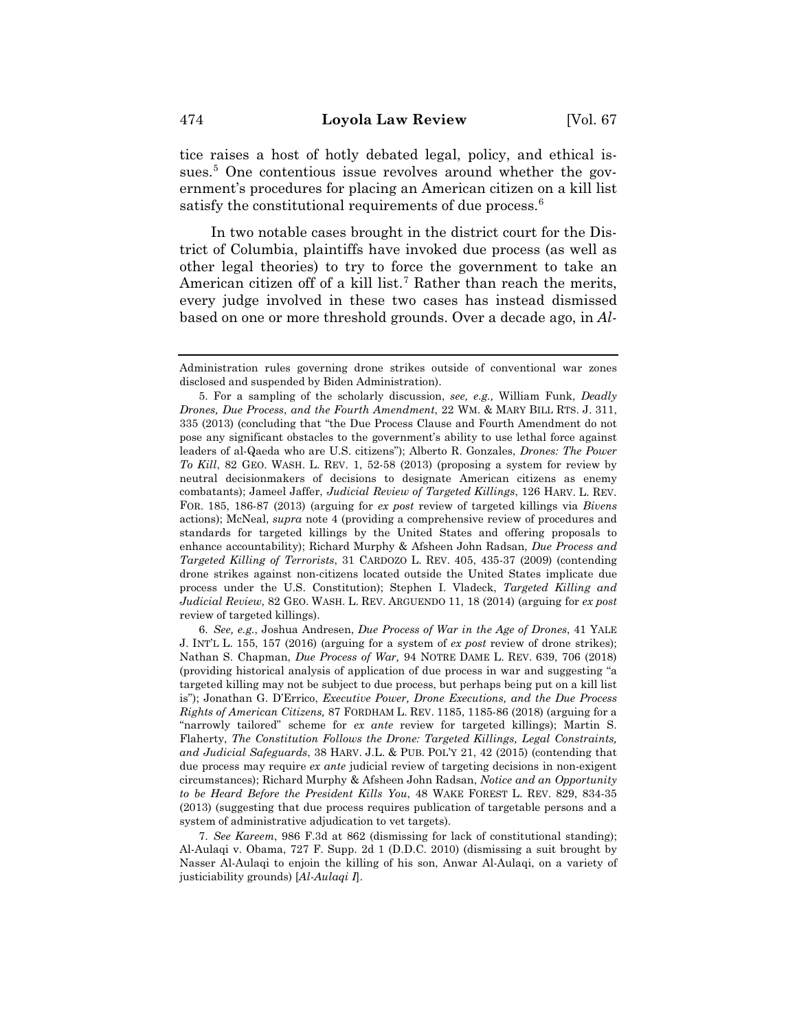tice raises a host of hotly debated legal, policy, and ethical issues.[5] One contentious issue revolves around whether the government's procedures for placing an American citizen on a kill list satisfy the constitutional requirements of due process.[6]

In two notable cases brought in the district court for the District of Columbia, plaintiffs have invoked due process (as well as other legal theories) to try to force the government to take an American citizen off of a kill list.[7] Rather than reach the merits, every judge involved in these two cases has instead dismissed based on one or more threshold grounds. Over a decade ago, in *Al-*

---

Administration rules governing drone strikes outside of conventional war zones disclosed and suspended by Biden Administration).

5. For a sampling of the scholarly discussion, *see, e.g.,* William Funk, *Deadly Drones, Due Process, and the Fourth Amendment*, 22 WM. & MARY BILL RTS. J. 311, 335 (2013) (concluding that "the Due Process Clause and Fourth Amendment do not pose any significant obstacles to the government's ability to use lethal force against leaders of al-Qaeda who are U.S. citizens"); Alberto R. Gonzales, *Drones: The Power To Kill*, 82 GEO. WASH. L. REV. 1, 52-58 (2013) (proposing a system for review by neutral decisionmakers of decisions to designate American citizens as enemy combatants); Jameel Jaffer, *Judicial Review of Targeted Killings*, 126 HARV. L. REV. FOR. 185, 186-87 (2013) (arguing for *ex post* review of targeted killings via *Bivens* actions); McNeal, *supra* note 4 (providing a comprehensive review of procedures and standards for targeted killings by the United States and offering proposals to enhance accountability); Richard Murphy & Afsheen John Radsan, *Due Process and Targeted Killing of Terrorists*, 31 CARDOZO L. REV. 405, 435-37 (2009) (contending drone strikes against non-citizens located outside the United States implicate due process under the U.S. Constitution); Stephen I. Vladeck, *Targeted Killing and Judicial Review*, 82 GEO. WASH. L. REV. ARGUENDO 11, 18 (2014) (arguing for *ex post* review of targeted killings).

6. *See, e.g.*, Joshua Andresen, *Due Process of War in the Age of Drones*, 41 YALE J. INT'L L. 155, 157 (2016) (arguing for a system of *ex post* review of drone strikes); Nathan S. Chapman, *Due Process of War,* 94 NOTRE DAME L. REV. 639, 706 (2018) (providing historical analysis of application of due process in war and suggesting "a targeted killing may not be subject to due process, but perhaps being put on a kill list is"); Jonathan G. D'Errico, *Executive Power, Drone Executions, and the Due Process Rights of American Citizens,* 87 FORDHAM L. REV. 1185, 1185-86 (2018) (arguing for a "narrowly tailored" scheme for *ex ante* review for targeted killings); Martin S. Flaherty, *The Constitution Follows the Drone: Targeted Killings, Legal Constraints, and Judicial Safeguards*, 38 HARV. J.L. & PUB. POL'Y 21, 42 (2015) (contending that due process may require *ex ante* judicial review of targeting decisions in non-exigent circumstances); Richard Murphy & Afsheen John Radsan, *Notice and an Opportunity to be Heard Before the President Kills You*, 48 WAKE FOREST L. REV. 829, 834-35 (2013) (suggesting that due process requires publication of targetable persons and a system of administrative adjudication to vet targets).

7. *See Kareem*, 986 F.3d at 862 (dismissing for lack of constitutional standing); Al-Aulaqi v. Obama, 727 F. Supp. 2d 1 (D.D.C. 2010) (dismissing a suit brought by Nasser Al-Aulaqi to enjoin the killing of his son, Anwar Al-Aulaqi, on a variety of justiciability grounds) [*Al-Aulaqi I*].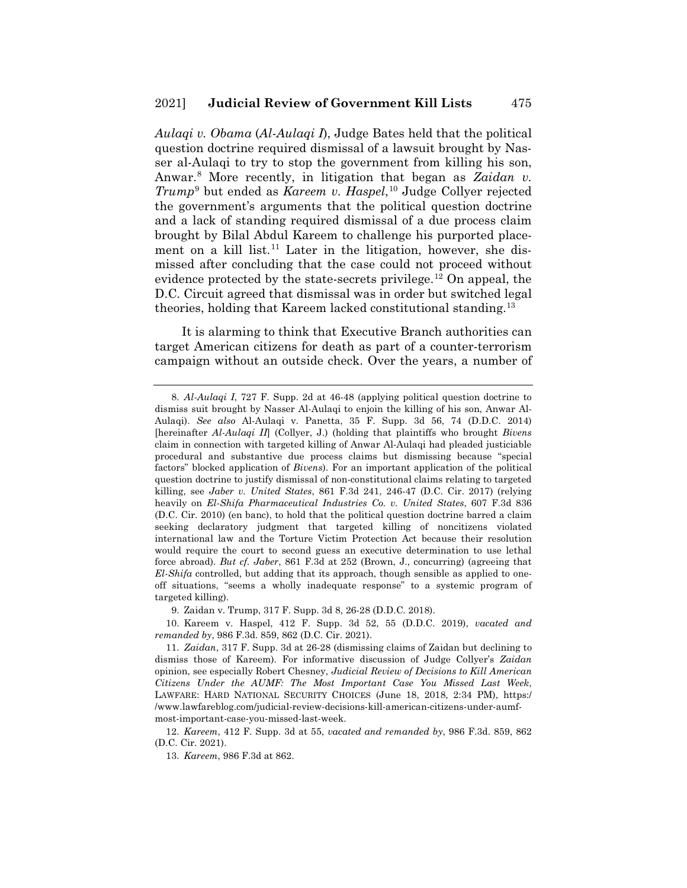*Aulaqi v. Obama* (*Al-Aulaqi I*), Judge Bates held that the political question doctrine required dismissal of a lawsuit brought by Nasser al-Aulaqi to try to stop the government from killing his son, Anwar.[8] More recently, in litigation that began as *Zaidan v. Trump*[9] but ended as *Kareem v. Haspel*,[10] Judge Collyer rejected the government's arguments that the political question doctrine and a lack of standing required dismissal of a due process claim brought by Bilal Abdul Kareem to challenge his purported placement on a kill list.[11] Later in the litigation, however, she dismissed after concluding that the case could not proceed without evidence protected by the state-secrets privilege.[12] On appeal, the D.C. Circuit agreed that dismissal was in order but switched legal theories, holding that Kareem lacked constitutional standing.[13]

It is alarming to think that Executive Branch authorities can target American citizens for death as part of a counter-terrorism campaign without an outside check. Over the years, a number of

---

8. *Al-Aulaqi I*, 727 F. Supp. 2d at 46-48 (applying political question doctrine to dismiss suit brought by Nasser Al-Aulaqi to enjoin the killing of his son, Anwar Al-Aulaqi). *See also* Al-Aulaqi v. Panetta, 35 F. Supp. 3d 56, 74 (D.D.C. 2014) [hereinafter *Al-Aulaqi II*] (Collyer, J.) (holding that plaintiffs who brought *Bivens* claim in connection with targeted killing of Anwar Al-Aulaqi had pleaded justiciable procedural and substantive due process claims but dismissing because "special factors" blocked application of *Bivens*). For an important application of the political question doctrine to justify dismissal of non-constitutional claims relating to targeted killing, see *Jaber v. United States*, 861 F.3d 241, 246-47 (D.C. Cir. 2017) (relying heavily on *El-Shifa Pharmaceutical Industries Co. v. United States*, 607 F.3d 836 (D.C. Cir. 2010) (en banc), to hold that the political question doctrine barred a claim seeking declaratory judgment that targeted killing of noncitizens violated international law and the Torture Victim Protection Act because their resolution would require the court to second guess an executive determination to use lethal force abroad). *But cf. Jaber*, 861 F.3d at 252 (Brown, J., concurring) (agreeing that *El-Shifa* controlled, but adding that its approach, though sensible as applied to one-off situations, "seems a wholly inadequate response" to a systemic program of targeted killing).

9. Zaidan v. Trump, 317 F. Supp. 3d 8, 26-28 (D.D.C. 2018).

10. Kareem v. Haspel, 412 F. Supp. 3d 52, 55 (D.D.C. 2019), *vacated and remanded by*, 986 F.3d. 859, 862 (D.C. Cir. 2021).

11. *Zaidan*, 317 F. Supp. 3d at 26-28 (dismissing claims of Zaidan but declining to dismiss those of Kareem). For informative discussion of Judge Collyer's *Zaidan* opinion, see especially Robert Chesney, *Judicial Review of Decisions to Kill American Citizens Under the AUMF: The Most Important Case You Missed Last Week*, LAWFARE: HARD NATIONAL SECURITY CHOICES (June 18, 2018, 2:34 PM), https://www.lawfareblog.com/judicial-review-decisions-kill-american-citizens-under-aumf-most-important-case-you-missed-last-week.

12. *Kareem*, 412 F. Supp. 3d at 55, *vacated and remanded by*, 986 F.3d. 859, 862 (D.C. Cir. 2021).

13. *Kareem*, 986 F.3d at 862.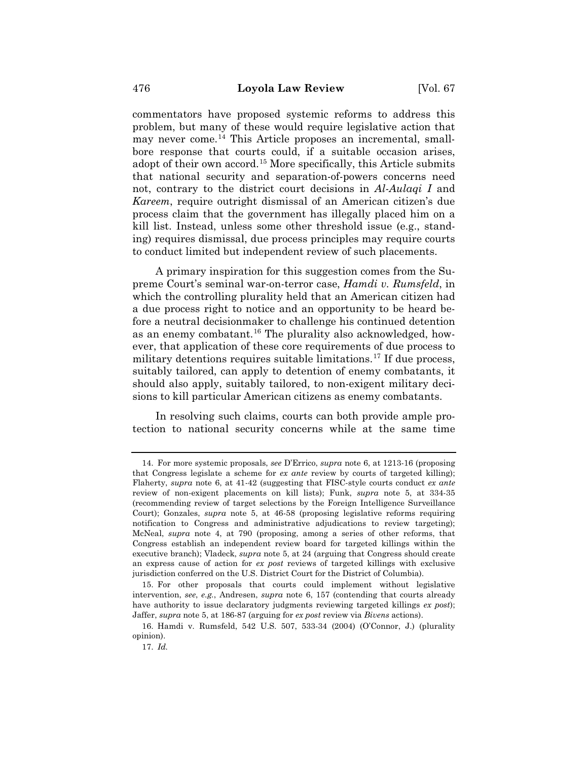commentators have proposed systemic reforms to address this problem, but many of these would require legislative action that may never come.[14] This Article proposes an incremental, small-bore response that courts could, if a suitable occasion arises, adopt of their own accord.[15] More specifically, this Article submits that national security and separation-of-powers concerns need not, contrary to the district court decisions in *Al-Aulaqi I* and *Kareem*, require outright dismissal of an American citizen's due process claim that the government has illegally placed him on a kill list. Instead, unless some other threshold issue (e.g., standing) requires dismissal, due process principles may require courts to conduct limited but independent review of such placements.

A primary inspiration for this suggestion comes from the Supreme Court's seminal war-on-terror case, *Hamdi v. Rumsfeld*, in which the controlling plurality held that an American citizen had a due process right to notice and an opportunity to be heard before a neutral decisionmaker to challenge his continued detention as an enemy combatant.[16] The plurality also acknowledged, however, that application of these core requirements of due process to military detentions requires suitable limitations.[17] If due process, suitably tailored, can apply to detention of enemy combatants, it should also apply, suitably tailored, to non-exigent military decisions to kill particular American citizens as enemy combatants.

In resolving such claims, courts can both provide ample protection to national security concerns while at the same time

---

14. For more systemic proposals, *see* D'Errico, *supra* note 6, at 1213-16 (proposing that Congress legislate a scheme for *ex ante* review by courts of targeted killing); Flaherty, *supra* note 6, at 41-42 (suggesting that FISC-style courts conduct *ex ante* review of non-exigent placements on kill lists); Funk, *supra* note 5, at 334-35 (recommending review of target selections by the Foreign Intelligence Surveillance Court); Gonzales, *supra* note 5, at 46-58 (proposing legislative reforms requiring notification to Congress and administrative adjudications to review targeting); McNeal, *supra* note 4, at 790 (proposing, among a series of other reforms, that Congress establish an independent review board for targeted killings within the executive branch); Vladeck, *supra* note 5, at 24 (arguing that Congress should create an express cause of action for *ex post* reviews of targeted killings with exclusive jurisdiction conferred on the U.S. District Court for the District of Columbia).

15. For other proposals that courts could implement without legislative intervention, *see*, *e.g.*, Andresen, *supra* note 6, 157 (contending that courts already have authority to issue declaratory judgments reviewing targeted killings *ex post*); Jaffer, *supra* note 5, at 186-87 (arguing for *ex post* review via *Bivens* actions).

16. Hamdi v. Rumsfeld, 542 U.S. 507, 533-34 (2004) (O'Connor, J.) (plurality opinion).

17. *Id.*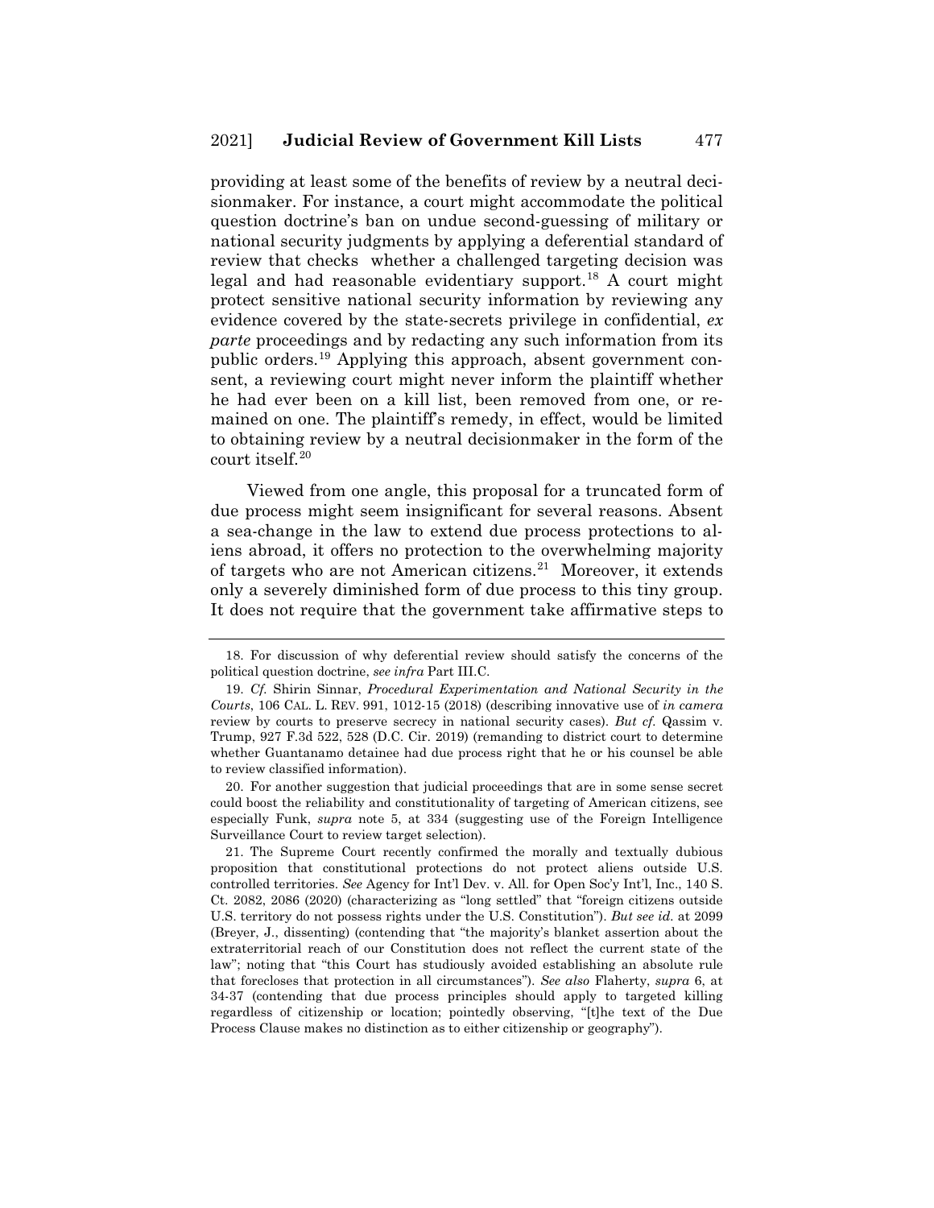providing at least some of the benefits of review by a neutral decisionmaker. For instance, a court might accommodate the political question doctrine's ban on undue second-guessing of military or national security judgments by applying a deferential standard of review that checks whether a challenged targeting decision was legal and had reasonable evidentiary support.[18] A court might protect sensitive national security information by reviewing any evidence covered by the state-secrets privilege in confidential, *ex parte* proceedings and by redacting any such information from its public orders.[19] Applying this approach, absent government consent, a reviewing court might never inform the plaintiff whether he had ever been on a kill list, been removed from one, or remained on one. The plaintiff's remedy, in effect, would be limited to obtaining review by a neutral decisionmaker in the form of the court itself.[20]

Viewed from one angle, this proposal for a truncated form of due process might seem insignificant for several reasons. Absent a sea-change in the law to extend due process protections to aliens abroad, it offers no protection to the overwhelming majority of targets who are not American citizens.[21] Moreover, it extends only a severely diminished form of due process to this tiny group. It does not require that the government take affirmative steps to

18. For discussion of why deferential review should satisfy the concerns of the political question doctrine, *see infra* Part III.C.

19. *Cf.* Shirin Sinnar, *Procedural Experimentation and National Security in the Courts*, 106 CAL. L. REV. 991, 1012-15 (2018) (describing innovative use of *in camera* review by courts to preserve secrecy in national security cases). *But cf.* Qassim v. Trump, 927 F.3d 522, 528 (D.C. Cir. 2019) (remanding to district court to determine whether Guantanamo detainee had due process right that he or his counsel be able to review classified information).

20. For another suggestion that judicial proceedings that are in some sense secret could boost the reliability and constitutionality of targeting of American citizens, see especially Funk, *supra* note 5, at 334 (suggesting use of the Foreign Intelligence Surveillance Court to review target selection).

21. The Supreme Court recently confirmed the morally and textually dubious proposition that constitutional protections do not protect aliens outside U.S. controlled territories. *See* Agency for Int'l Dev. v. All. for Open Soc'y Int'l, Inc., 140 S. Ct. 2082, 2086 (2020) (characterizing as "long settled" that "foreign citizens outside U.S. territory do not possess rights under the U.S. Constitution"). *But see id.* at 2099 (Breyer, J., dissenting) (contending that "the majority's blanket assertion about the extraterritorial reach of our Constitution does not reflect the current state of the law"; noting that "this Court has studiously avoided establishing an absolute rule that forecloses that protection in all circumstances"). *See also* Flaherty, *supra* 6, at 34-37 (contending that due process principles should apply to targeted killing regardless of citizenship or location; pointedly observing, "[t]he text of the Due Process Clause makes no distinction as to either citizenship or geography").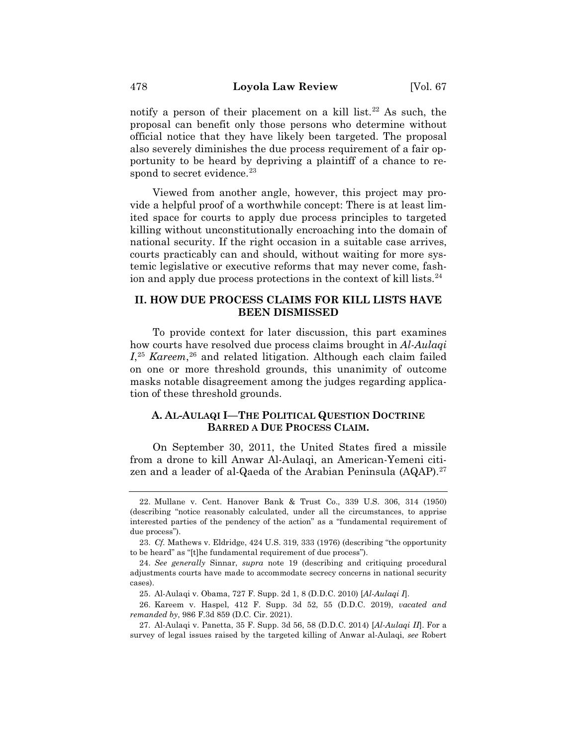notify a person of their placement on a kill list.[22] As such, the proposal can benefit only those persons who determine without official notice that they have likely been targeted. The proposal also severely diminishes the due process requirement of a fair opportunity to be heard by depriving a plaintiff of a chance to respond to secret evidence.[23]

Viewed from another angle, however, this project may provide a helpful proof of a worthwhile concept: There is at least limited space for courts to apply due process principles to targeted killing without unconstitutionally encroaching into the domain of national security. If the right occasion in a suitable case arrives, courts practicably can and should, without waiting for more systemic legislative or executive reforms that may never come, fashion and apply due process protections in the context of kill lists.[24]

## II. HOW DUE PROCESS CLAIMS FOR KILL LISTS HAVE BEEN DISMISSED

To provide context for later discussion, this part examines how courts have resolved due process claims brought in *Al-Aulaqi I*,[25] *Kareem*,[26] and related litigation. Although each claim failed on one or more threshold grounds, this unanimity of outcome masks notable disagreement among the judges regarding application of these threshold grounds.

### A. AL-AULAQI I—THE POLITICAL QUESTION DOCTRINE BARRED A DUE PROCESS CLAIM.

On September 30, 2011, the United States fired a missile from a drone to kill Anwar Al-Aulaqi, an American-Yemeni citizen and a leader of al-Qaeda of the Arabian Peninsula (AQAP).[27]

---

22. Mullane v. Cent. Hanover Bank & Trust Co., 339 U.S. 306, 314 (1950) (describing "notice reasonably calculated, under all the circumstances, to apprise interested parties of the pendency of the action" as a "fundamental requirement of due process").

23. *Cf.* Mathews v. Eldridge, 424 U.S. 319, 333 (1976) (describing "the opportunity to be heard" as "[t]he fundamental requirement of due process").

24. *See generally* Sinnar, *supra* note 19 (describing and critiquing procedural adjustments courts have made to accommodate secrecy concerns in national security cases).

25. Al-Aulaqi v. Obama, 727 F. Supp. 2d 1, 8 (D.D.C. 2010) [*Al-Aulaqi I*].

26. Kareem v. Haspel, 412 F. Supp. 3d 52, 55 (D.D.C. 2019), *vacated and remanded by*, 986 F.3d 859 (D.C. Cir. 2021).

27. Al-Aulaqi v. Panetta, 35 F. Supp. 3d 56, 58 (D.D.C. 2014) [*Al-Aulaqi II*]. For a survey of legal issues raised by the targeted killing of Anwar al-Aulaqi, *see* Robert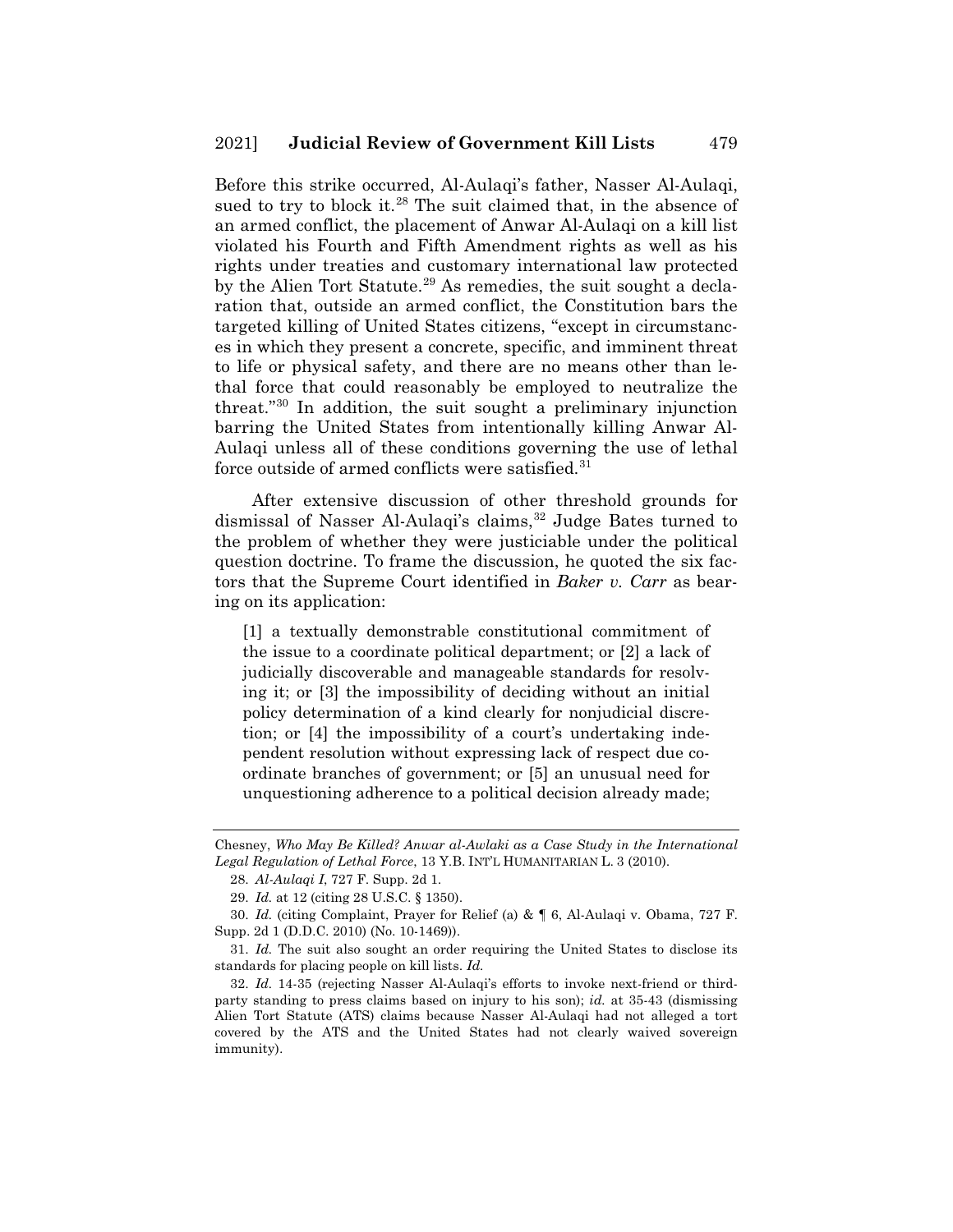Before this strike occurred, Al-Aulaqi's father, Nasser Al-Aulaqi, sued to try to block it.[28] The suit claimed that, in the absence of an armed conflict, the placement of Anwar Al-Aulaqi on a kill list violated his Fourth and Fifth Amendment rights as well as his rights under treaties and customary international law protected by the Alien Tort Statute.[29] As remedies, the suit sought a declaration that, outside an armed conflict, the Constitution bars the targeted killing of United States citizens, "except in circumstances in which they present a concrete, specific, and imminent threat to life or physical safety, and there are no means other than lethal force that could reasonably be employed to neutralize the threat."[30] In addition, the suit sought a preliminary injunction barring the United States from intentionally killing Anwar Al-Aulaqi unless all of these conditions governing the use of lethal force outside of armed conflicts were satisfied.[31]

After extensive discussion of other threshold grounds for dismissal of Nasser Al-Aulaqi's claims,[32] Judge Bates turned to the problem of whether they were justiciable under the political question doctrine. To frame the discussion, he quoted the six factors that the Supreme Court identified in *Baker v. Carr* as bearing on its application:

> [1] a textually demonstrable constitutional commitment of the issue to a coordinate political department; or [2] a lack of judicially discoverable and manageable standards for resolving it; or [3] the impossibility of deciding without an initial policy determination of a kind clearly for nonjudicial discretion; or [4] the impossibility of a court's undertaking independent resolution without expressing lack of respect due coordinate branches of government; or [5] an unusual need for unquestioning adherence to a political decision already made;

---

Chesney, *Who May Be Killed? Anwar al-Awlaki as a Case Study in the International Legal Regulation of Lethal Force*, 13 Y.B. INT'L HUMANITARIAN L. 3 (2010).

28. *Al-Aulaqi I*, 727 F. Supp. 2d 1.

29. *Id.* at 12 (citing 28 U.S.C. § 1350).

30. *Id.* (citing Complaint, Prayer for Relief (a) & ¶ 6, Al-Aulaqi v. Obama, 727 F. Supp. 2d 1 (D.D.C. 2010) (No. 10-1469)).

31. *Id.* The suit also sought an order requiring the United States to disclose its standards for placing people on kill lists. *Id.*

32. *Id.* 14-35 (rejecting Nasser Al-Aulaqi's efforts to invoke next-friend or third-party standing to press claims based on injury to his son); *id.* at 35-43 (dismissing Alien Tort Statute (ATS) claims because Nasser Al-Aulaqi had not alleged a tort covered by the ATS and the United States had not clearly waived sovereign immunity).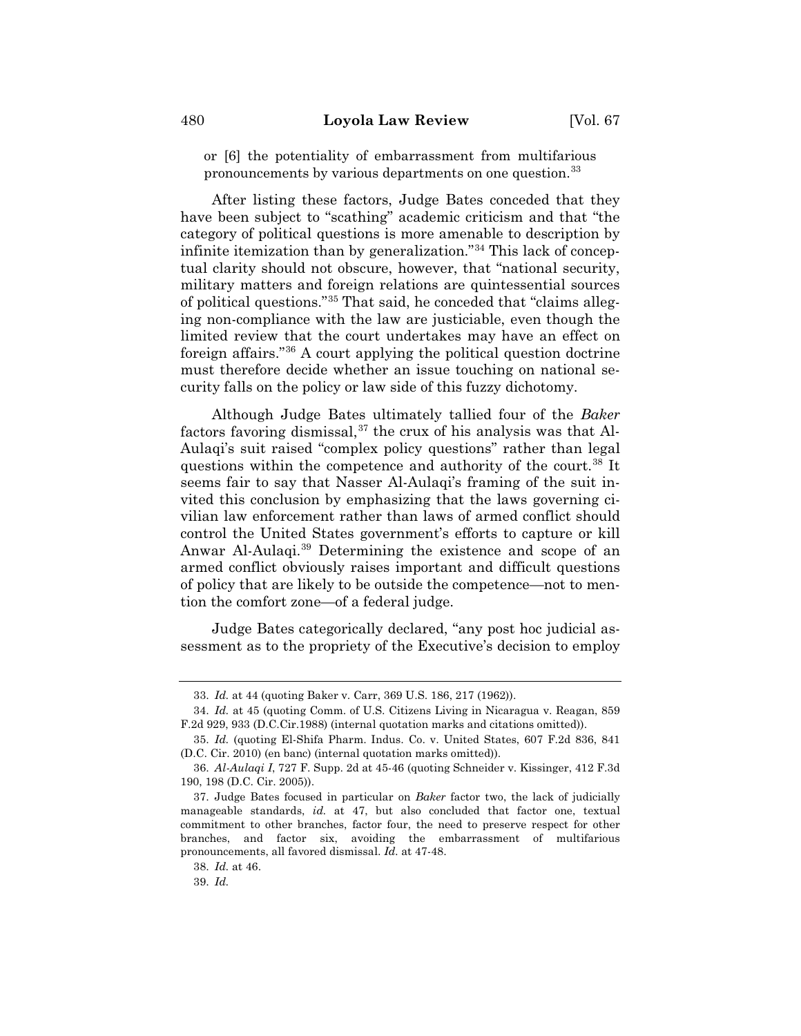or [6] the potentiality of embarrassment from multifarious pronouncements by various departments on one question.[33]

After listing these factors, Judge Bates conceded that they have been subject to "scathing" academic criticism and that "the category of political questions is more amenable to description by infinite itemization than by generalization."[34] This lack of conceptual clarity should not obscure, however, that "national security, military matters and foreign relations are quintessential sources of political questions."[35] That said, he conceded that "claims alleging non-compliance with the law are justiciable, even though the limited review that the court undertakes may have an effect on foreign affairs."[36] A court applying the political question doctrine must therefore decide whether an issue touching on national security falls on the policy or law side of this fuzzy dichotomy.

Although Judge Bates ultimately tallied four of the *Baker* factors favoring dismissal,[37] the crux of his analysis was that Al-Aulaqi's suit raised "complex policy questions" rather than legal questions within the competence and authority of the court.[38] It seems fair to say that Nasser Al-Aulaqi's framing of the suit invited this conclusion by emphasizing that the laws governing civilian law enforcement rather than laws of armed conflict should control the United States government's efforts to capture or kill Anwar Al-Aulaqi.[39] Determining the existence and scope of an armed conflict obviously raises important and difficult questions of policy that are likely to be outside the competence—not to mention the comfort zone—of a federal judge.

Judge Bates categorically declared, "any post hoc judicial assessment as to the propriety of the Executive's decision to employ

---

33. *Id.* at 44 (quoting Baker v. Carr, 369 U.S. 186, 217 (1962)).

34. *Id.* at 45 (quoting Comm. of U.S. Citizens Living in Nicaragua v. Reagan, 859 F.2d 929, 933 (D.C.Cir.1988) (internal quotation marks and citations omitted)).

35. *Id.* (quoting El-Shifa Pharm. Indus. Co. v. United States, 607 F.2d 836, 841 (D.C. Cir. 2010) (en banc) (internal quotation marks omitted)).

36. *Al-Aulaqi I*, 727 F. Supp. 2d at 45-46 (quoting Schneider v. Kissinger, 412 F.3d 190, 198 (D.C. Cir. 2005)).

37. Judge Bates focused in particular on *Baker* factor two, the lack of judicially manageable standards, *id.* at 47, but also concluded that factor one, textual commitment to other branches, factor four, the need to preserve respect for other branches, and factor six, avoiding the embarrassment of multifarious pronouncements, all favored dismissal. *Id.* at 47-48.

38. *Id.* at 46.

39. *Id.*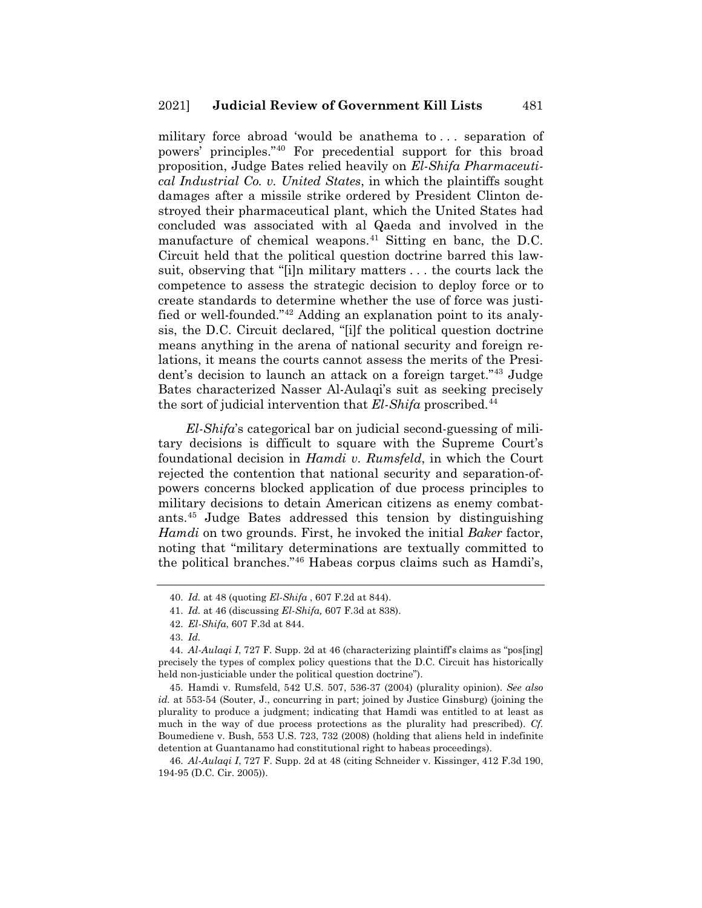military force abroad 'would be anathema to . . . separation of powers' principles."[40] For precedential support for this broad proposition, Judge Bates relied heavily on *El-Shifa Pharmaceutical Industrial Co. v. United States*, in which the plaintiffs sought damages after a missile strike ordered by President Clinton destroyed their pharmaceutical plant, which the United States had concluded was associated with al Qaeda and involved in the manufacture of chemical weapons.[41] Sitting en banc, the D.C. Circuit held that the political question doctrine barred this lawsuit, observing that "[i]n military matters . . . the courts lack the competence to assess the strategic decision to deploy force or to create standards to determine whether the use of force was justified or well-founded."[42] Adding an explanation point to its analysis, the D.C. Circuit declared, "[i]f the political question doctrine means anything in the arena of national security and foreign relations, it means the courts cannot assess the merits of the President's decision to launch an attack on a foreign target."[43] Judge Bates characterized Nasser Al-Aulaqi's suit as seeking precisely the sort of judicial intervention that *El-Shifa* proscribed.[44]

*El-Shifa*'s categorical bar on judicial second-guessing of military decisions is difficult to square with the Supreme Court's foundational decision in *Hamdi v. Rumsfeld*, in which the Court rejected the contention that national security and separation-of-powers concerns blocked application of due process principles to military decisions to detain American citizens as enemy combatants.[45] Judge Bates addressed this tension by distinguishing *Hamdi* on two grounds. First, he invoked the initial *Baker* factor, noting that "military determinations are textually committed to the political branches."[46] Habeas corpus claims such as Hamdi's,

---

40. *Id.* at 48 (quoting *El-Shifa* , 607 F.2d at 844).

41. *Id.* at 46 (discussing *El-Shifa,* 607 F.3d at 838).

42. *El-Shifa*, 607 F.3d at 844.

43. *Id.*

44. *Al-Aulaqi I*, 727 F. Supp. 2d at 46 (characterizing plaintiff's claims as "pos[ing] precisely the types of complex policy questions that the D.C. Circuit has historically held non-justiciable under the political question doctrine").

45. Hamdi v. Rumsfeld, 542 U.S. 507, 536-37 (2004) (plurality opinion). *See also id.* at 553-54 (Souter, J., concurring in part; joined by Justice Ginsburg) (joining the plurality to produce a judgment; indicating that Hamdi was entitled to at least as much in the way of due process protections as the plurality had prescribed). *Cf.* Boumediene v. Bush, 553 U.S. 723, 732 (2008) (holding that aliens held in indefinite detention at Guantanamo had constitutional right to habeas proceedings).

46. *Al-Aulaqi I*, 727 F. Supp. 2d at 48 (citing Schneider v. Kissinger, 412 F.3d 190, 194-95 (D.C. Cir. 2005)).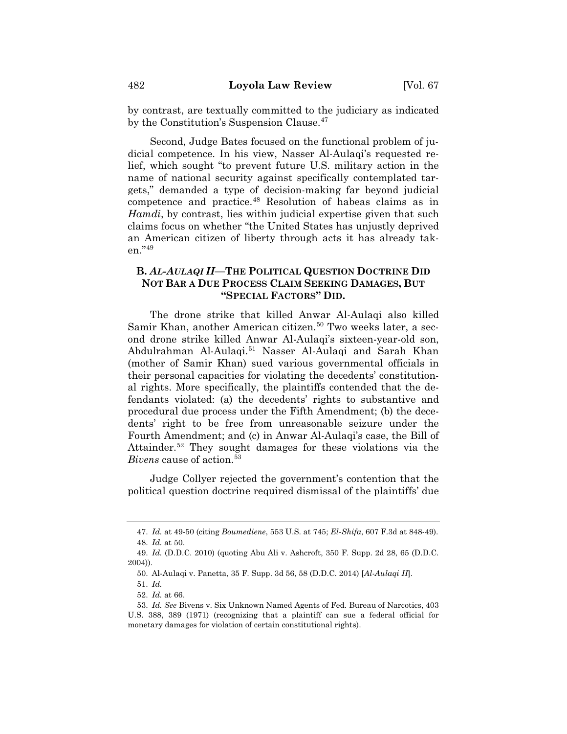by contrast, are textually committed to the judiciary as indicated by the Constitution's Suspension Clause.[47]

Second, Judge Bates focused on the functional problem of judicial competence. In his view, Nasser Al-Aulaqi's requested relief, which sought "to prevent future U.S. military action in the name of national security against specifically contemplated targets," demanded a type of decision-making far beyond judicial competence and practice.[48] Resolution of habeas claims as in *Hamdi*, by contrast, lies within judicial expertise given that such claims focus on whether "the United States has unjustly deprived an American citizen of liberty through acts it has already taken."[49]

### B. *AL-AULAQI II*—THE POLITICAL QUESTION DOCTRINE DID NOT BAR A DUE PROCESS CLAIM SEEKING DAMAGES, BUT "SPECIAL FACTORS" DID.

The drone strike that killed Anwar Al-Aulaqi also killed Samir Khan, another American citizen.[50] Two weeks later, a second drone strike killed Anwar Al-Aulaqi's sixteen-year-old son, Abdulrahman Al-Aulaqi.[51] Nasser Al-Aulaqi and Sarah Khan (mother of Samir Khan) sued various governmental officials in their personal capacities for violating the decedents' constitutional rights. More specifically, the plaintiffs contended that the defendants violated: (a) the decedents' rights to substantive and procedural due process under the Fifth Amendment; (b) the decedents' right to be free from unreasonable seizure under the Fourth Amendment; and (c) in Anwar Al-Aulaqi's case, the Bill of Attainder.[52] They sought damages for these violations via the *Bivens* cause of action.[53]

Judge Collyer rejected the government's contention that the political question doctrine required dismissal of the plaintiffs' due

---

47. *Id.* at 49-50 (citing *Boumediene*, 553 U.S. at 745; *El-Shifa*, 607 F.3d at 848-49).

48. *Id.* at 50.

49. *Id.* (D.D.C. 2010) (quoting Abu Ali v. Ashcroft, 350 F. Supp. 2d 28, 65 (D.D.C. 2004)).

50. Al-Aulaqi v. Panetta, 35 F. Supp. 3d 56, 58 (D.D.C. 2014) [*Al-Aulaqi II*].

51. *Id.*

52. *Id.* at 66.

53. *Id. See* Bivens v. Six Unknown Named Agents of Fed. Bureau of Narcotics, 403 U.S. 388, 389 (1971) (recognizing that a plaintiff can sue a federal official for monetary damages for violation of certain constitutional rights).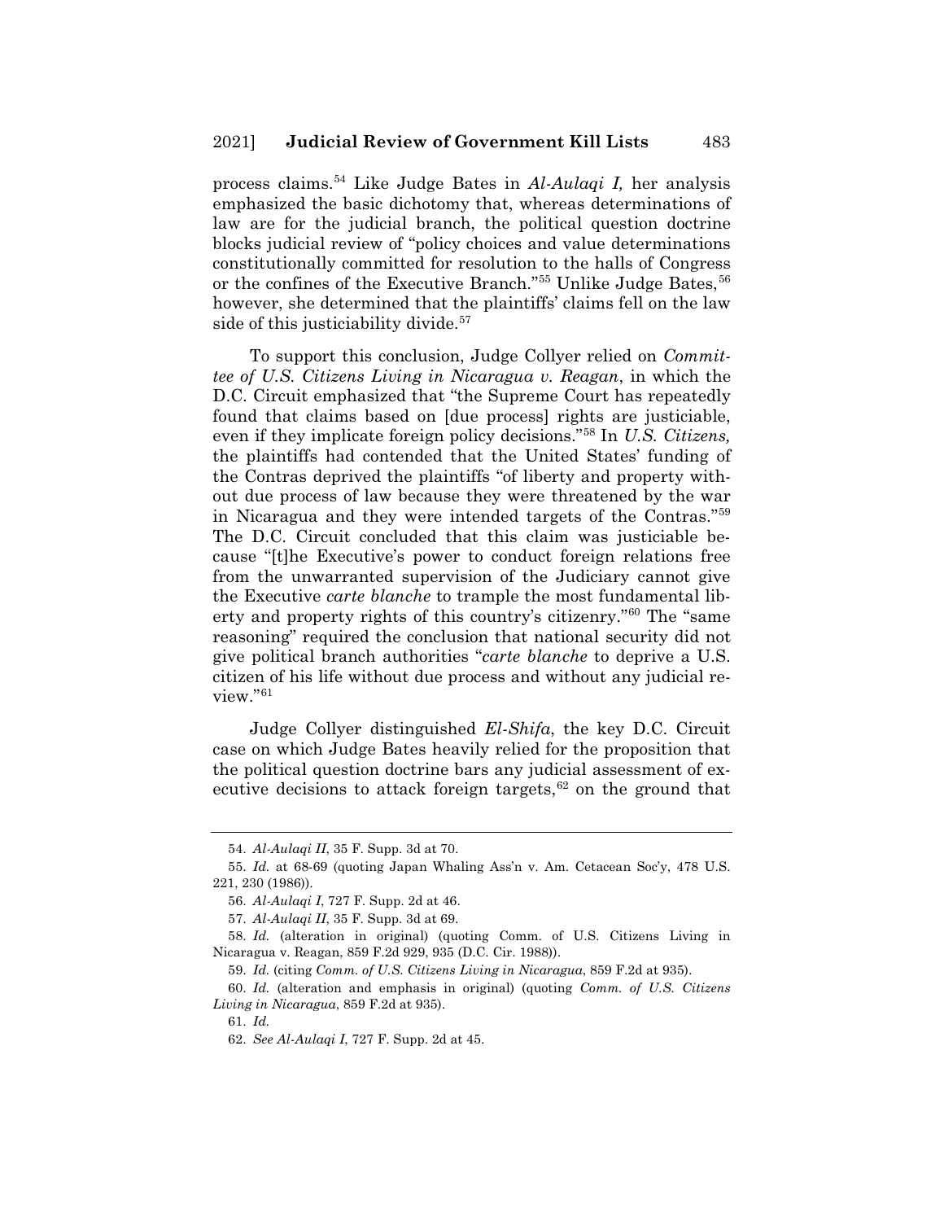process claims.[54] Like Judge Bates in *Al-Aulaqi I,* her analysis emphasized the basic dichotomy that, whereas determinations of law are for the judicial branch, the political question doctrine blocks judicial review of "policy choices and value determinations constitutionally committed for resolution to the halls of Congress or the confines of the Executive Branch."[55] Unlike Judge Bates,[56] however, she determined that the plaintiffs' claims fell on the law side of this justiciability divide.[57]

To support this conclusion, Judge Collyer relied on *Committee of U.S. Citizens Living in Nicaragua v. Reagan*, in which the D.C. Circuit emphasized that "the Supreme Court has repeatedly found that claims based on [due process] rights are justiciable, even if they implicate foreign policy decisions."[58] In *U.S. Citizens,* the plaintiffs had contended that the United States' funding of the Contras deprived the plaintiffs "of liberty and property without due process of law because they were threatened by the war in Nicaragua and they were intended targets of the Contras."[59] The D.C. Circuit concluded that this claim was justiciable because "[t]he Executive's power to conduct foreign relations free from the unwarranted supervision of the Judiciary cannot give the Executive *carte blanche* to trample the most fundamental liberty and property rights of this country's citizenry."[60] The "same reasoning" required the conclusion that national security did not give political branch authorities "*carte blanche* to deprive a U.S. citizen of his life without due process and without any judicial review."[61]

Judge Collyer distinguished *El-Shifa*, the key D.C. Circuit case on which Judge Bates heavily relied for the proposition that the political question doctrine bars any judicial assessment of executive decisions to attack foreign targets,[62] on the ground that

---

54. *Al-Aulaqi II*, 35 F. Supp. 3d at 70.

55. *Id.* at 68-69 (quoting Japan Whaling Ass'n v. Am. Cetacean Soc'y, 478 U.S. 221, 230 (1986)).

56. *Al-Aulaqi I*, 727 F. Supp. 2d at 46.

57. *Al-Aulaqi II*, 35 F. Supp. 3d at 69.

58. *Id.* (alteration in original) (quoting Comm. of U.S. Citizens Living in Nicaragua v. Reagan, 859 F.2d 929, 935 (D.C. Cir. 1988)).

59. *Id.* (citing *Comm. of U.S. Citizens Living in Nicaragua*, 859 F.2d at 935).

60. *Id.* (alteration and emphasis in original) (quoting *Comm. of U.S. Citizens Living in Nicaragua*, 859 F.2d at 935).

61. *Id.*

62. *See Al-Aulaqi I*, 727 F. Supp. 2d at 45.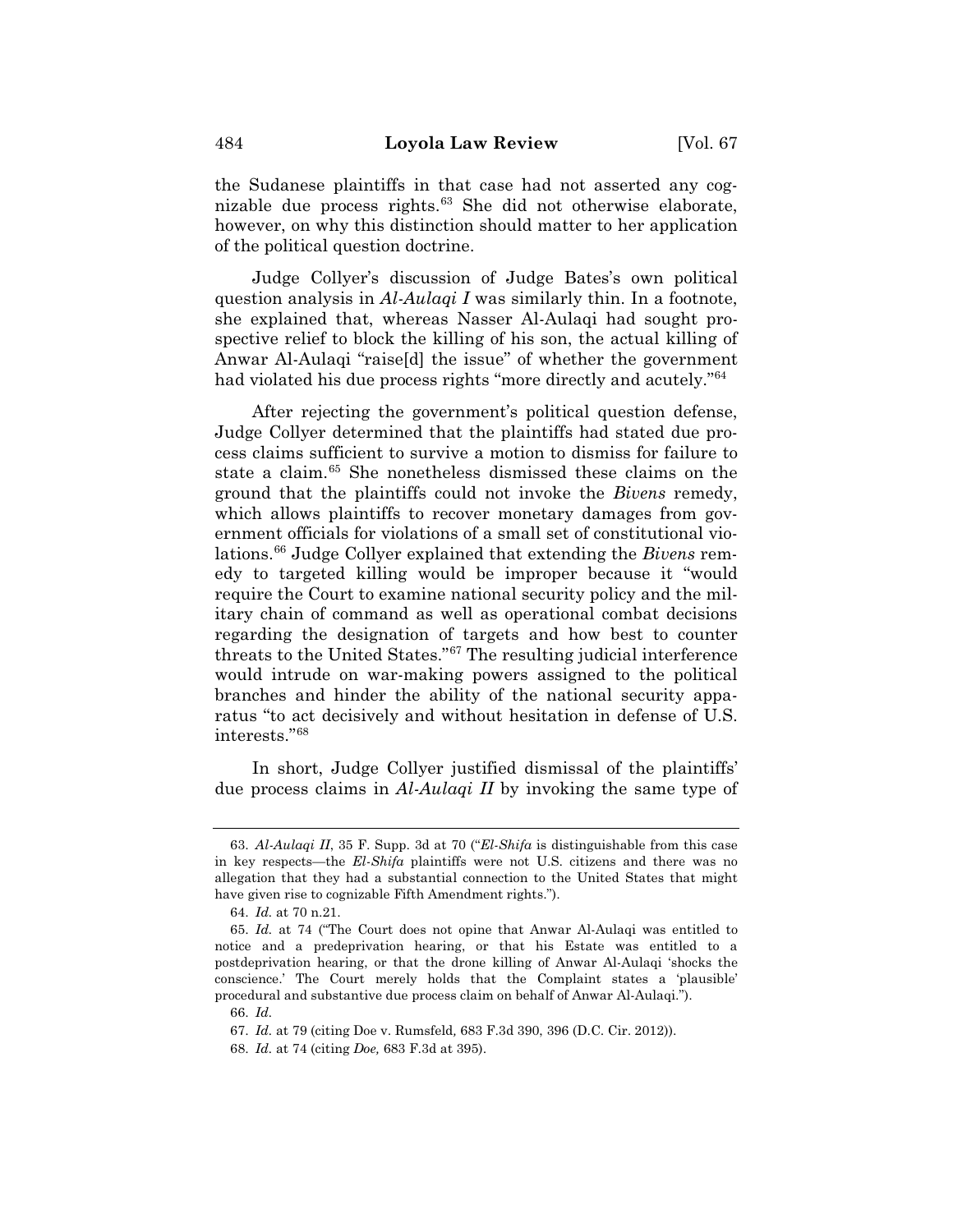the Sudanese plaintiffs in that case had not asserted any cognizable due process rights.[63] She did not otherwise elaborate, however, on why this distinction should matter to her application of the political question doctrine.

Judge Collyer's discussion of Judge Bates's own political question analysis in *Al-Aulaqi I* was similarly thin. In a footnote, she explained that, whereas Nasser Al-Aulaqi had sought prospective relief to block the killing of his son, the actual killing of Anwar Al-Aulaqi "raise[d] the issue" of whether the government had violated his due process rights "more directly and acutely."[64]

After rejecting the government's political question defense, Judge Collyer determined that the plaintiffs had stated due process claims sufficient to survive a motion to dismiss for failure to state a claim.[65] She nonetheless dismissed these claims on the ground that the plaintiffs could not invoke the *Bivens* remedy, which allows plaintiffs to recover monetary damages from government officials for violations of a small set of constitutional violations.[66] Judge Collyer explained that extending the *Bivens* remedy to targeted killing would be improper because it "would require the Court to examine national security policy and the military chain of command as well as operational combat decisions regarding the designation of targets and how best to counter threats to the United States."[67] The resulting judicial interference would intrude on war-making powers assigned to the political branches and hinder the ability of the national security apparatus "to act decisively and without hesitation in defense of U.S. interests."[68]

In short, Judge Collyer justified dismissal of the plaintiffs' due process claims in *Al-Aulaqi II* by invoking the same type of

---

63. *Al-Aulaqi II*, 35 F. Supp. 3d at 70 ("*El-Shifa* is distinguishable from this case in key respects—the *El-Shifa* plaintiffs were not U.S. citizens and there was no allegation that they had a substantial connection to the United States that might have given rise to cognizable Fifth Amendment rights.").

64. *Id.* at 70 n.21.

65. *Id.* at 74 ("The Court does not opine that Anwar Al-Aulaqi was entitled to notice and a predeprivation hearing, or that his Estate was entitled to a postdeprivation hearing, or that the drone killing of Anwar Al-Aulaqi 'shocks the conscience.' The Court merely holds that the Complaint states a 'plausible' procedural and substantive due process claim on behalf of Anwar Al-Aulaqi.").

66. *Id.*

67. *Id.* at 79 (citing Doe v. Rumsfeld, 683 F.3d 390, 396 (D.C. Cir. 2012)).

68. *Id.* at 74 (citing *Doe,* 683 F.3d at 395).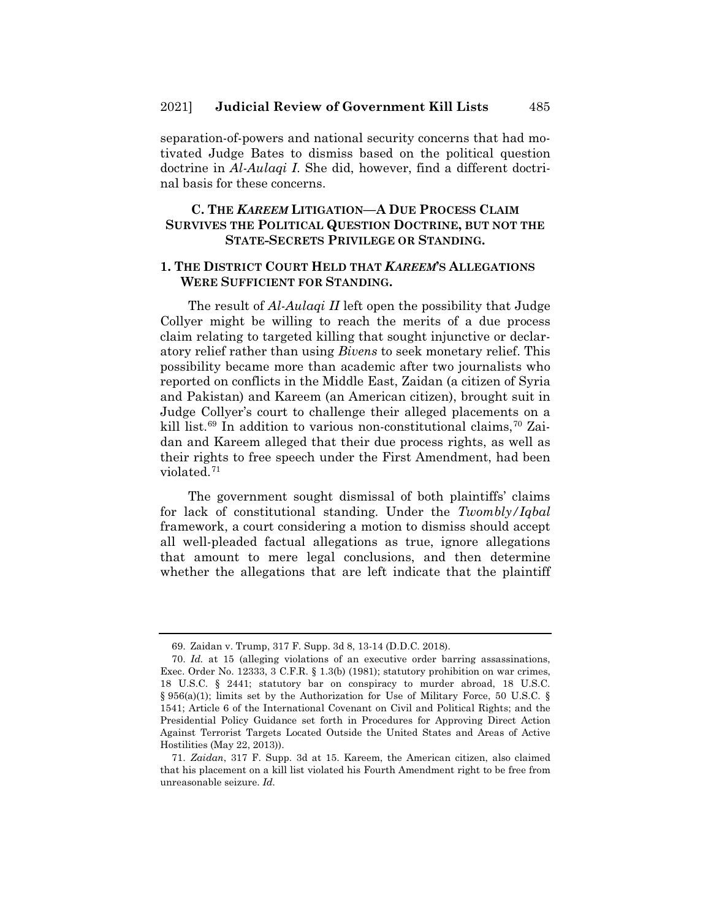separation-of-powers and national security concerns that had motivated Judge Bates to dismiss based on the political question doctrine in *Al-Aulaqi I*. She did, however, find a different doctrinal basis for these concerns.

### C. The *Kareem* Litigation—A Due Process Claim Survives the Political Question Doctrine, but not the State-Secrets Privilege or Standing.

#### 1. The District Court Held that *Kareem*'s Allegations Were Sufficient for Standing.

The result of *Al-Aulaqi II* left open the possibility that Judge Collyer might be willing to reach the merits of a due process claim relating to targeted killing that sought injunctive or declaratory relief rather than using *Bivens* to seek monetary relief. This possibility became more than academic after two journalists who reported on conflicts in the Middle East, Zaidan (a citizen of Syria and Pakistan) and Kareem (an American citizen), brought suit in Judge Collyer's court to challenge their alleged placements on a kill list.[69] In addition to various non-constitutional claims,[70] Zaidan and Kareem alleged that their due process rights, as well as their rights to free speech under the First Amendment, had been violated.[71]

The government sought dismissal of both plaintiffs' claims for lack of constitutional standing. Under the *Twombly/Iqbal* framework, a court considering a motion to dismiss should accept all well-pleaded factual allegations as true, ignore allegations that amount to mere legal conclusions, and then determine whether the allegations that are left indicate that the plaintiff

---

69. Zaidan v. Trump, 317 F. Supp. 3d 8, 13-14 (D.D.C. 2018).

70. *Id.* at 15 (alleging violations of an executive order barring assassinations, Exec. Order No. 12333, 3 C.F.R. § 1.3(b) (1981); statutory prohibition on war crimes, 18 U.S.C. § 2441; statutory bar on conspiracy to murder abroad, 18 U.S.C. § 956(a)(1); limits set by the Authorization for Use of Military Force, 50 U.S.C. § 1541; Article 6 of the International Covenant on Civil and Political Rights; and the Presidential Policy Guidance set forth in Procedures for Approving Direct Action Against Terrorist Targets Located Outside the United States and Areas of Active Hostilities (May 22, 2013)).

71. *Zaidan*, 317 F. Supp. 3d at 15. Kareem, the American citizen, also claimed that his placement on a kill list violated his Fourth Amendment right to be free from unreasonable seizure. *Id.*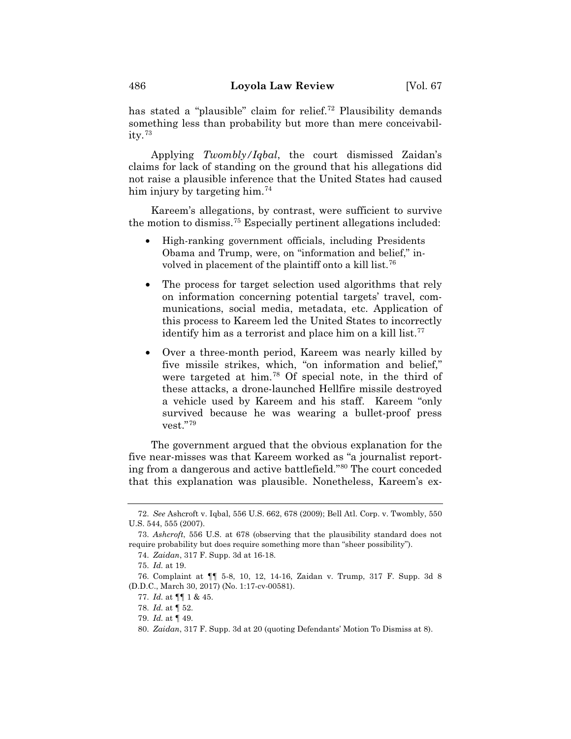has stated a "plausible" claim for relief.[72] Plausibility demands something less than probability but more than mere conceivability.[73]

Applying *Twombly/Iqbal*, the court dismissed Zaidan's claims for lack of standing on the ground that his allegations did not raise a plausible inference that the United States had caused him injury by targeting him.[74]

Kareem's allegations, by contrast, were sufficient to survive the motion to dismiss.[75] Especially pertinent allegations included:

- High-ranking government officials, including Presidents Obama and Trump, were, on "information and belief," involved in placement of the plaintiff onto a kill list.[76]
- The process for target selection used algorithms that rely on information concerning potential targets' travel, communications, social media, metadata, etc. Application of this process to Kareem led the United States to incorrectly identify him as a terrorist and place him on a kill list.[77]
- Over a three-month period, Kareem was nearly killed by five missile strikes, which, "on information and belief," were targeted at him.[78] Of special note, in the third of these attacks, a drone-launched Hellfire missile destroyed a vehicle used by Kareem and his staff. Kareem "only survived because he was wearing a bullet-proof press vest."[79]

The government argued that the obvious explanation for the five near-misses was that Kareem worked as "a journalist reporting from a dangerous and active battlefield."[80] The court conceded that this explanation was plausible. Nonetheless, Kareem's ex-

---

72. *See* Ashcroft v. Iqbal, 556 U.S. 662, 678 (2009); Bell Atl. Corp. v. Twombly, 550 U.S. 544, 555 (2007).

73. *Ashcroft*, 556 U.S. at 678 (observing that the plausibility standard does not require probability but does require something more than "sheer possibility").

74. *Zaidan*, 317 F. Supp. 3d at 16-18.

75. *Id.* at 19.

76. Complaint at ¶¶ 5-8, 10, 12, 14-16, Zaidan v. Trump, 317 F. Supp. 3d 8 (D.D.C., March 30, 2017) (No. 1:17-cv-00581).

77. *Id.* at ¶¶ 1 & 45.

78. *Id.* at ¶ 52.

79. *Id.* at ¶ 49.

80. *Zaidan*, 317 F. Supp. 3d at 20 (quoting Defendants' Motion To Dismiss at 8).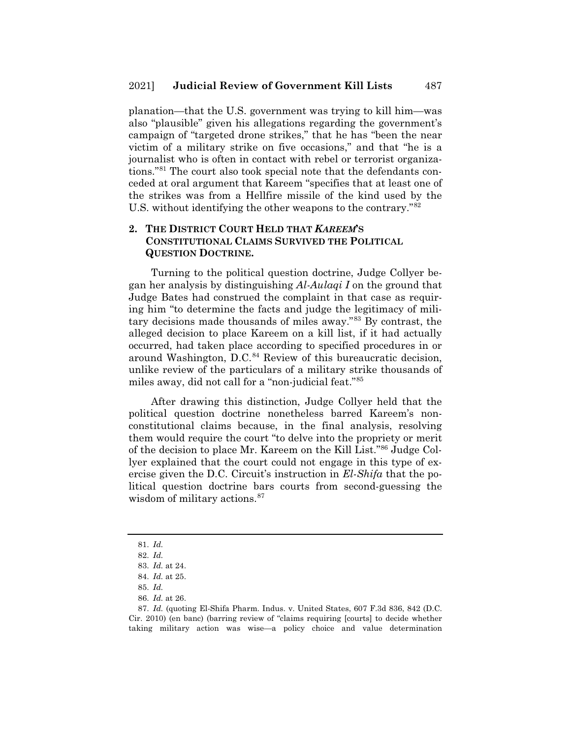planation—that the U.S. government was trying to kill him—was also "plausible" given his allegations regarding the government's campaign of "targeted drone strikes," that he has "been the near victim of a military strike on five occasions," and that "he is a journalist who is often in contact with rebel or terrorist organizations."[81] The court also took special note that the defendants conceded at oral argument that Kareem "specifies that at least one of the strikes was from a Hellfire missile of the kind used by the U.S. without identifying the other weapons to the contrary."[82]

## 2. The District Court Held that *Kareem*'s Constitutional Claims Survived the Political Question Doctrine.

Turning to the political question doctrine, Judge Collyer began her analysis by distinguishing *Al-Aulaqi I* on the ground that Judge Bates had construed the complaint in that case as requiring him "to determine the facts and judge the legitimacy of military decisions made thousands of miles away."[83] By contrast, the alleged decision to place Kareem on a kill list, if it had actually occurred, had taken place according to specified procedures in or around Washington, D.C.[84] Review of this bureaucratic decision, unlike review of the particulars of a military strike thousands of miles away, did not call for a "non-judicial feat."[85]

After drawing this distinction, Judge Collyer held that the political question doctrine nonetheless barred Kareem's non-constitutional claims because, in the final analysis, resolving them would require the court "to delve into the propriety or merit of the decision to place Mr. Kareem on the Kill List."[86] Judge Collyer explained that the court could not engage in this type of exercise given the D.C. Circuit's instruction in *El-Shifa* that the political question doctrine bars courts from second-guessing the wisdom of military actions.[87]

---

81. *Id.*

82. *Id.*

83. *Id.* at 24.

84. *Id.* at 25.

85. *Id.*

86. *Id.* at 26.

87. *Id.* (quoting El-Shifa Pharm. Indus. v. United States, 607 F.3d 836, 842 (D.C. Cir. 2010) (en banc) (barring review of "claims requiring [courts] to decide whether taking military action was wise—a policy choice and value determination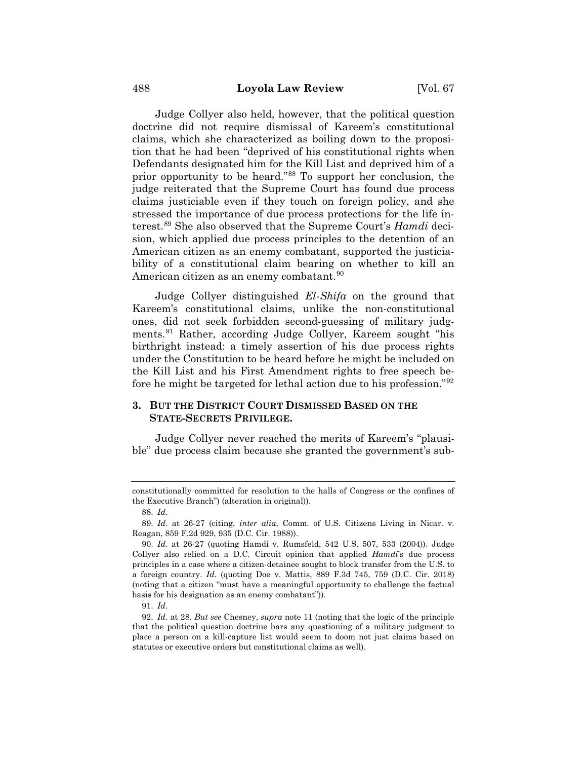Judge Collyer also held, however, that the political question doctrine did not require dismissal of Kareem's constitutional claims, which she characterized as boiling down to the proposition that he had been "deprived of his constitutional rights when Defendants designated him for the Kill List and deprived him of a prior opportunity to be heard."[88] To support her conclusion, the judge reiterated that the Supreme Court has found due process claims justiciable even if they touch on foreign policy, and she stressed the importance of due process protections for the life interest.[89] She also observed that the Supreme Court's *Hamdi* decision, which applied due process principles to the detention of an American citizen as an enemy combatant, supported the justiciability of a constitutional claim bearing on whether to kill an American citizen as an enemy combatant.[90]

Judge Collyer distinguished *El-Shifa* on the ground that Kareem's constitutional claims, unlike the non-constitutional ones, did not seek forbidden second-guessing of military judgments.[91] Rather, according Judge Collyer, Kareem sought "his birthright instead: a timely assertion of his due process rights under the Constitution to be heard before he might be included on the Kill List and his First Amendment rights to free speech before he might be targeted for lethal action due to his profession."[92]

### 3. BUT THE DISTRICT COURT DISMISSED BASED ON THE STATE-SECRETS PRIVILEGE.

Judge Collyer never reached the merits of Kareem's "plausible" due process claim because she granted the government's sub-

---

constitutionally committed for resolution to the halls of Congress or the confines of the Executive Branch") (alteration in original)).

88. *Id.*

89. *Id.* at 26-27 (citing, *inter alia*, Comm. of U.S. Citizens Living in Nicar. v. Reagan, 859 F.2d 929, 935 (D.C. Cir. 1988)).

90. *Id.* at 26-27 (quoting Hamdi v. Rumsfeld, 542 U.S. 507, 533 (2004)). Judge Collyer also relied on a D.C. Circuit opinion that applied *Hamdi*'s due process principles in a case where a citizen-detainee sought to block transfer from the U.S. to a foreign country. *Id.* (quoting Doe v. Mattis, 889 F.3d 745, 759 (D.C. Cir. 2018) (noting that a citizen "must have a meaningful opportunity to challenge the factual basis for his designation as an enemy combatant")).

91. *Id.*

92. *Id.* at 28. *But see* Chesney, *supra* note 11 (noting that the logic of the principle that the political question doctrine bars any questioning of a military judgment to place a person on a kill-capture list would seem to doom not just claims based on statutes or executive orders but constitutional claims as well).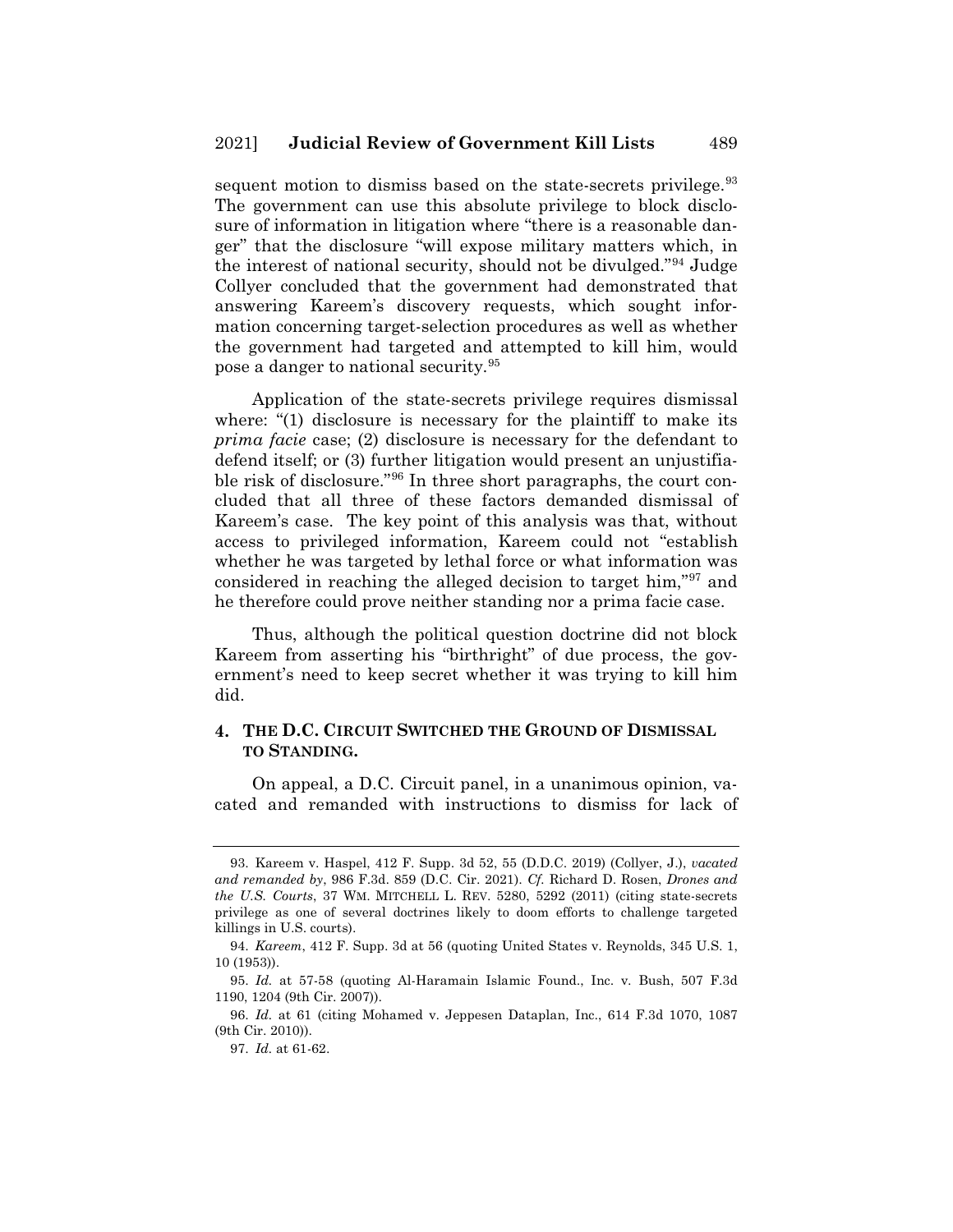sequent motion to dismiss based on the state-secrets privilege.[93] The government can use this absolute privilege to block disclosure of information in litigation where "there is a reasonable danger" that the disclosure "will expose military matters which, in the interest of national security, should not be divulged."[94] Judge Collyer concluded that the government had demonstrated that answering Kareem's discovery requests, which sought information concerning target-selection procedures as well as whether the government had targeted and attempted to kill him, would pose a danger to national security.[95]

Application of the state-secrets privilege requires dismissal where: "(1) disclosure is necessary for the plaintiff to make its *prima facie* case; (2) disclosure is necessary for the defendant to defend itself; or (3) further litigation would present an unjustifiable risk of disclosure."[96] In three short paragraphs, the court concluded that all three of these factors demanded dismissal of Kareem's case. The key point of this analysis was that, without access to privileged information, Kareem could not "establish whether he was targeted by lethal force or what information was considered in reaching the alleged decision to target him,"[97] and he therefore could prove neither standing nor a prima facie case.

Thus, although the political question doctrine did not block Kareem from asserting his "birthright" of due process, the government's need to keep secret whether it was trying to kill him did.

### 4. The D.C. Circuit Switched the Ground of Dismissal to Standing.

On appeal, a D.C. Circuit panel, in a unanimous opinion, vacated and remanded with instructions to dismiss for lack of

---

93. Kareem v. Haspel, 412 F. Supp. 3d 52, 55 (D.D.C. 2019) (Collyer, J.), *vacated and remanded by*, 986 F.3d. 859 (D.C. Cir. 2021). *Cf.* Richard D. Rosen, *Drones and the U.S. Courts*, 37 Wm. Mitchell L. Rev. 5280, 5292 (2011) (citing state-secrets privilege as one of several doctrines likely to doom efforts to challenge targeted killings in U.S. courts).

94. *Kareem*, 412 F. Supp. 3d at 56 (quoting United States v. Reynolds, 345 U.S. 1, 10 (1953)).

95. *Id.* at 57-58 (quoting Al-Haramain Islamic Found., Inc. v. Bush, 507 F.3d 1190, 1204 (9th Cir. 2007)).

96. *Id.* at 61 (citing Mohamed v. Jeppesen Dataplan, Inc., 614 F.3d 1070, 1087 (9th Cir. 2010)).

97. *Id.* at 61-62.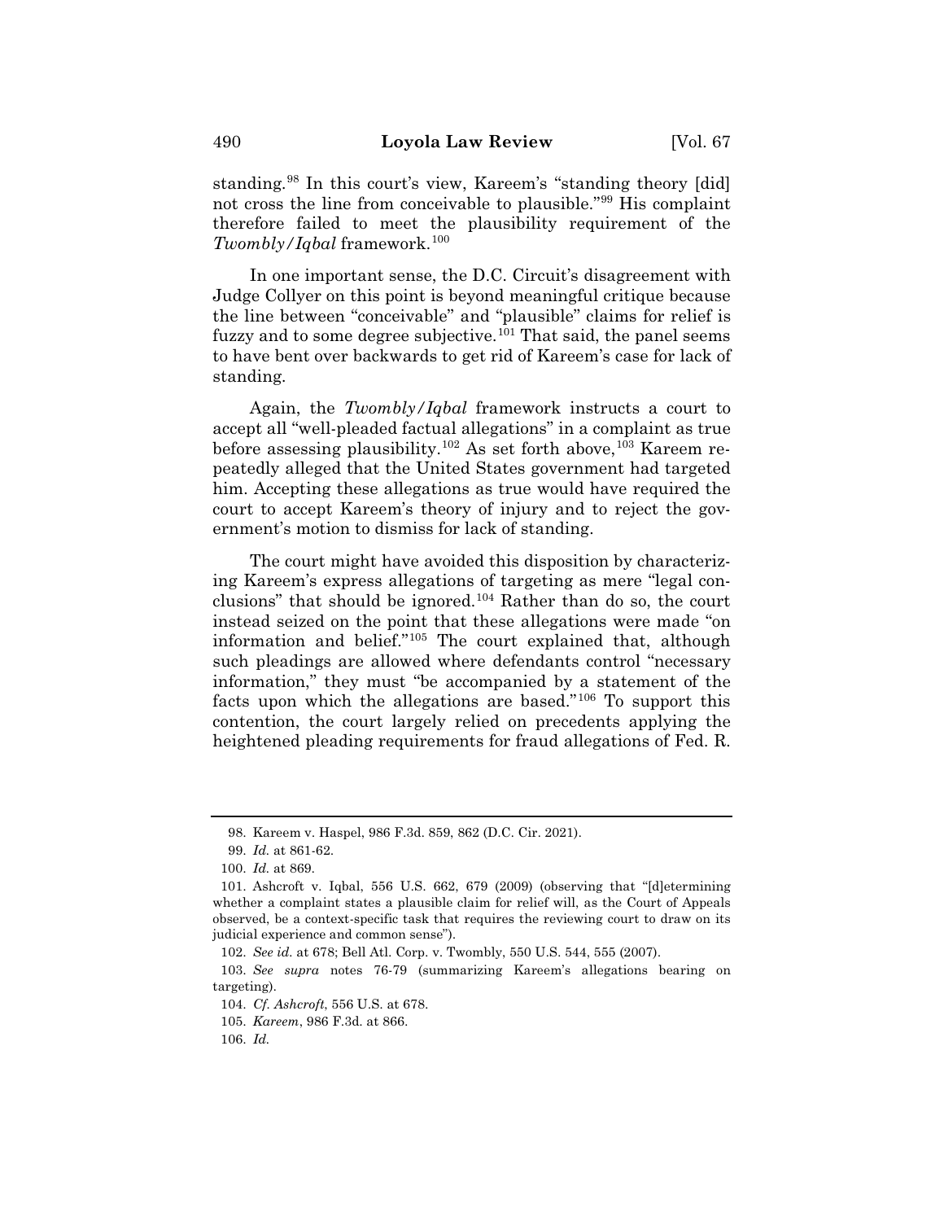standing.[98] In this court's view, Kareem's "standing theory [did] not cross the line from conceivable to plausible."[99] His complaint therefore failed to meet the plausibility requirement of the *Twombly/Iqbal* framework.[100]

In one important sense, the D.C. Circuit's disagreement with Judge Collyer on this point is beyond meaningful critique because the line between "conceivable" and "plausible" claims for relief is fuzzy and to some degree subjective.[101] That said, the panel seems to have bent over backwards to get rid of Kareem's case for lack of standing.

Again, the *Twombly/Iqbal* framework instructs a court to accept all "well-pleaded factual allegations" in a complaint as true before assessing plausibility.[102] As set forth above,[103] Kareem repeatedly alleged that the United States government had targeted him. Accepting these allegations as true would have required the court to accept Kareem's theory of injury and to reject the government's motion to dismiss for lack of standing.

The court might have avoided this disposition by characterizing Kareem's express allegations of targeting as mere "legal conclusions" that should be ignored.[104] Rather than do so, the court instead seized on the point that these allegations were made "on information and belief."[105] The court explained that, although such pleadings are allowed where defendants control "necessary information," they must "be accompanied by a statement of the facts upon which the allegations are based."[106] To support this contention, the court largely relied on precedents applying the heightened pleading requirements for fraud allegations of Fed. R.

---

98. Kareem v. Haspel, 986 F.3d. 859, 862 (D.C. Cir. 2021).

99. *Id.* at 861-62.

100. *Id.* at 869.

101. Ashcroft v. Iqbal, 556 U.S. 662, 679 (2009) (observing that "[d]etermining whether a complaint states a plausible claim for relief will, as the Court of Appeals observed, be a context-specific task that requires the reviewing court to draw on its judicial experience and common sense").

102. *See id.* at 678; Bell Atl. Corp. v. Twombly, 550 U.S. 544, 555 (2007).

103. *See supra* notes 76-79 (summarizing Kareem's allegations bearing on targeting).

104. *Cf. Ashcroft*, 556 U.S. at 678.

105. *Kareem*, 986 F.3d. at 866.

106. *Id.*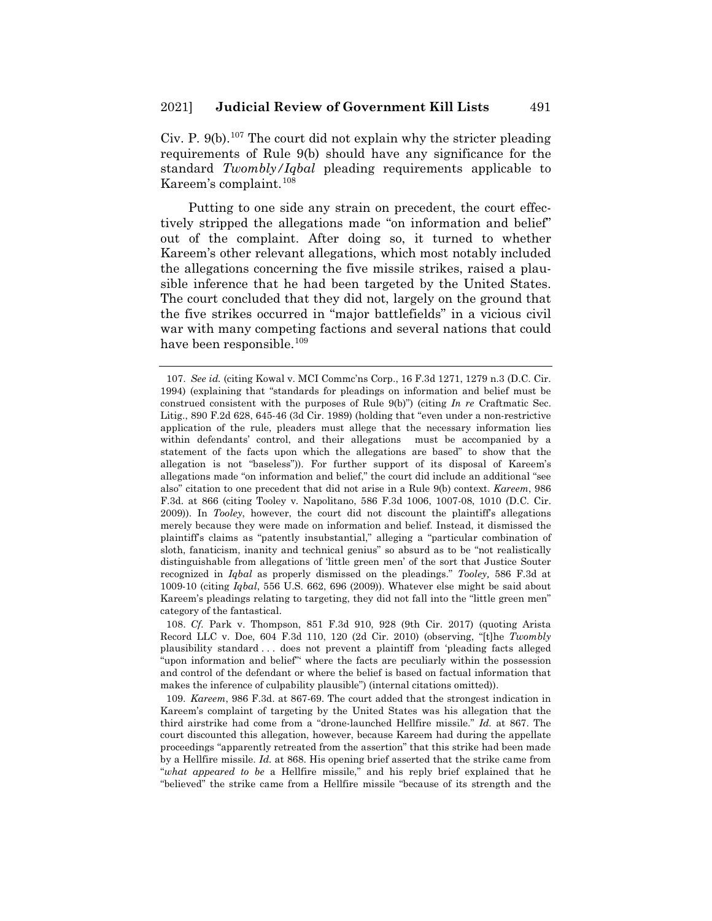Civ. P. 9(b).[107] The court did not explain why the stricter pleading requirements of Rule 9(b) should have any significance for the standard *Twombly/Iqbal* pleading requirements applicable to Kareem's complaint.[108]

Putting to one side any strain on precedent, the court effectively stripped the allegations made "on information and belief" out of the complaint. After doing so, it turned to whether Kareem's other relevant allegations, which most notably included the allegations concerning the five missile strikes, raised a plausible inference that he had been targeted by the United States. The court concluded that they did not, largely on the ground that the five strikes occurred in "major battlefields" in a vicious civil war with many competing factions and several nations that could have been responsible.[109]

---

107. *See id.* (citing Kowal v. MCI Commc'ns Corp., 16 F.3d 1271, 1279 n.3 (D.C. Cir. 1994) (explaining that "standards for pleadings on information and belief must be construed consistent with the purposes of Rule 9(b)") (citing *In re* Craftmatic Sec. Litig., 890 F.2d 628, 645-46 (3d Cir. 1989) (holding that "even under a non-restrictive application of the rule, pleaders must allege that the necessary information lies within defendants' control, and their allegations must be accompanied by a statement of the facts upon which the allegations are based" to show that the allegation is not "baseless")). For further support of its disposal of Kareem's allegations made "on information and belief," the court did include an additional "see also" citation to one precedent that did not arise in a Rule 9(b) context. *Kareem*, 986 F.3d. at 866 (citing Tooley v. Napolitano, 586 F.3d 1006, 1007-08, 1010 (D.C. Cir. 2009)). In *Tooley*, however, the court did not discount the plaintiff's allegations merely because they were made on information and belief. Instead, it dismissed the plaintiff's claims as "patently insubstantial," alleging a "particular combination of sloth, fanaticism, inanity and technical genius" so absurd as to be "not realistically distinguishable from allegations of 'little green men' of the sort that Justice Souter recognized in *Iqbal* as properly dismissed on the pleadings." *Tooley,* 586 F.3d at 1009-10 (citing *Iqbal*, 556 U.S. 662, 696 (2009)). Whatever else might be said about Kareem's pleadings relating to targeting, they did not fall into the "little green men" category of the fantastical.

108. *Cf.* Park v. Thompson, 851 F.3d 910, 928 (9th Cir. 2017) (quoting Arista Record LLC v. Doe, 604 F.3d 110, 120 (2d Cir. 2010) (observing, "[t]he *Twombly* plausibility standard . . . does not prevent a plaintiff from 'pleading facts alleged "upon information and belief"' where the facts are peculiarly within the possession and control of the defendant or where the belief is based on factual information that makes the inference of culpability plausible") (internal citations omitted)).

109. *Kareem*, 986 F.3d. at 867-69. The court added that the strongest indication in Kareem's complaint of targeting by the United States was his allegation that the third airstrike had come from a "drone-launched Hellfire missile." *Id.* at 867. The court discounted this allegation, however, because Kareem had during the appellate proceedings "apparently retreated from the assertion" that this strike had been made by a Hellfire missile. *Id.* at 868. His opening brief asserted that the strike came from "*what appeared to be* a Hellfire missile," and his reply brief explained that he "believed" the strike came from a Hellfire missile "because of its strength and the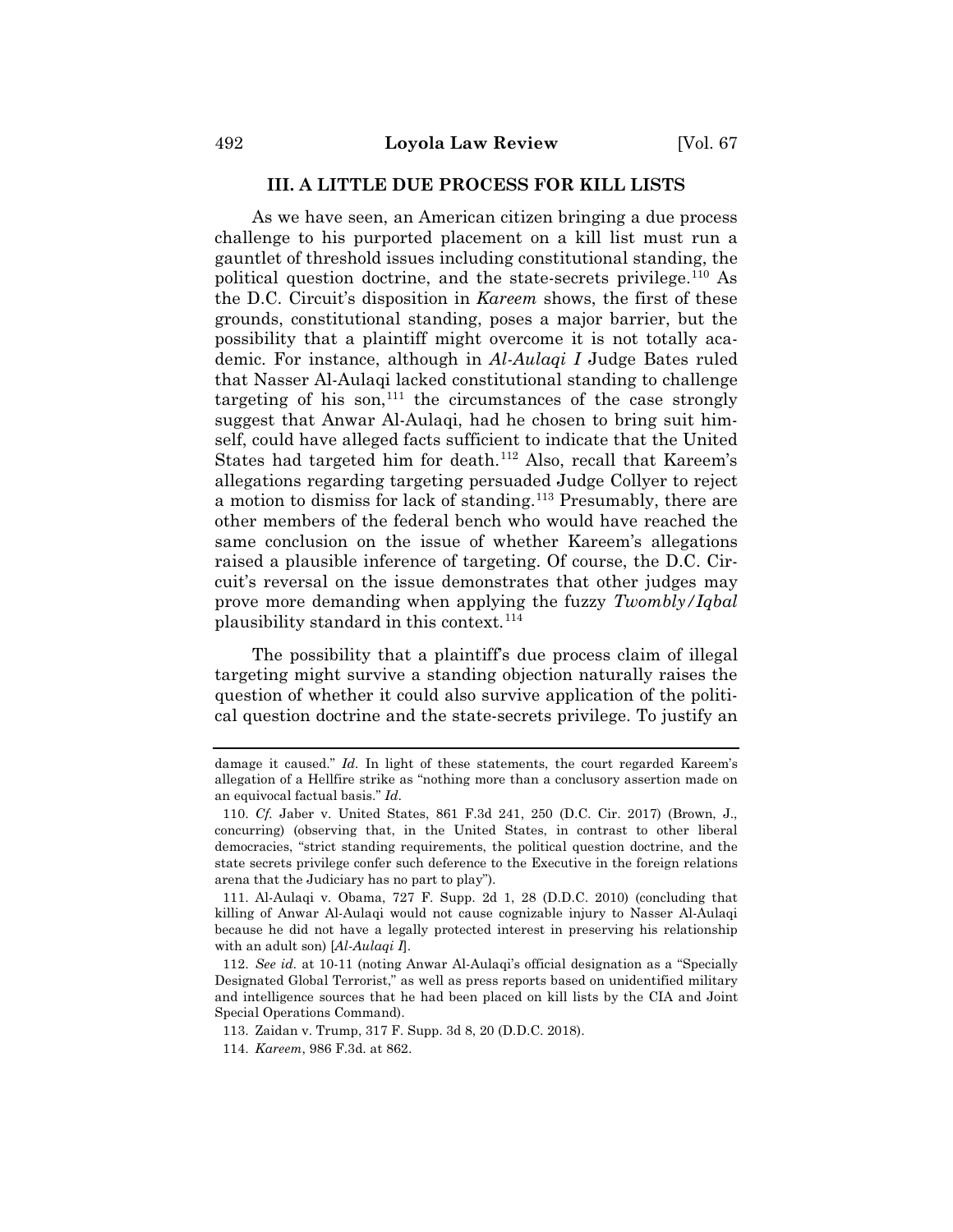### III. A LITTLE DUE PROCESS FOR KILL LISTS

As we have seen, an American citizen bringing a due process challenge to his purported placement on a kill list must run a gauntlet of threshold issues including constitutional standing, the political question doctrine, and the state-secrets privilege.[110] As the D.C. Circuit's disposition in *Kareem* shows, the first of these grounds, constitutional standing, poses a major barrier, but the possibility that a plaintiff might overcome it is not totally academic. For instance, although in *Al-Aulaqi I* Judge Bates ruled that Nasser Al-Aulaqi lacked constitutional standing to challenge targeting of his son,[111] the circumstances of the case strongly suggest that Anwar Al-Aulaqi, had he chosen to bring suit himself, could have alleged facts sufficient to indicate that the United States had targeted him for death.[112] Also, recall that Kareem's allegations regarding targeting persuaded Judge Collyer to reject a motion to dismiss for lack of standing.[113] Presumably, there are other members of the federal bench who would have reached the same conclusion on the issue of whether Kareem's allegations raised a plausible inference of targeting. Of course, the D.C. Circuit's reversal on the issue demonstrates that other judges may prove more demanding when applying the fuzzy *Twombly/Iqbal* plausibility standard in this context.[114]

The possibility that a plaintiff's due process claim of illegal targeting might survive a standing objection naturally raises the question of whether it could also survive application of the political question doctrine and the state-secrets privilege. To justify an

---

damage it caused." *Id.* In light of these statements, the court regarded Kareem's allegation of a Hellfire strike as "nothing more than a conclusory assertion made on an equivocal factual basis." *Id.*

110. *Cf.* Jaber v. United States, 861 F.3d 241, 250 (D.C. Cir. 2017) (Brown, J., concurring) (observing that, in the United States, in contrast to other liberal democracies, "strict standing requirements, the political question doctrine, and the state secrets privilege confer such deference to the Executive in the foreign relations arena that the Judiciary has no part to play").

111. Al-Aulaqi v. Obama, 727 F. Supp. 2d 1, 28 (D.D.C. 2010) (concluding that killing of Anwar Al-Aulaqi would not cause cognizable injury to Nasser Al-Aulaqi because he did not have a legally protected interest in preserving his relationship with an adult son) [*Al-Aulaqi I*].

112. *See id.* at 10-11 (noting Anwar Al-Aulaqi's official designation as a "Specially Designated Global Terrorist," as well as press reports based on unidentified military and intelligence sources that he had been placed on kill lists by the CIA and Joint Special Operations Command).

113. Zaidan v. Trump, 317 F. Supp. 3d 8, 20 (D.D.C. 2018).

114. *Kareem*, 986 F.3d. at 862.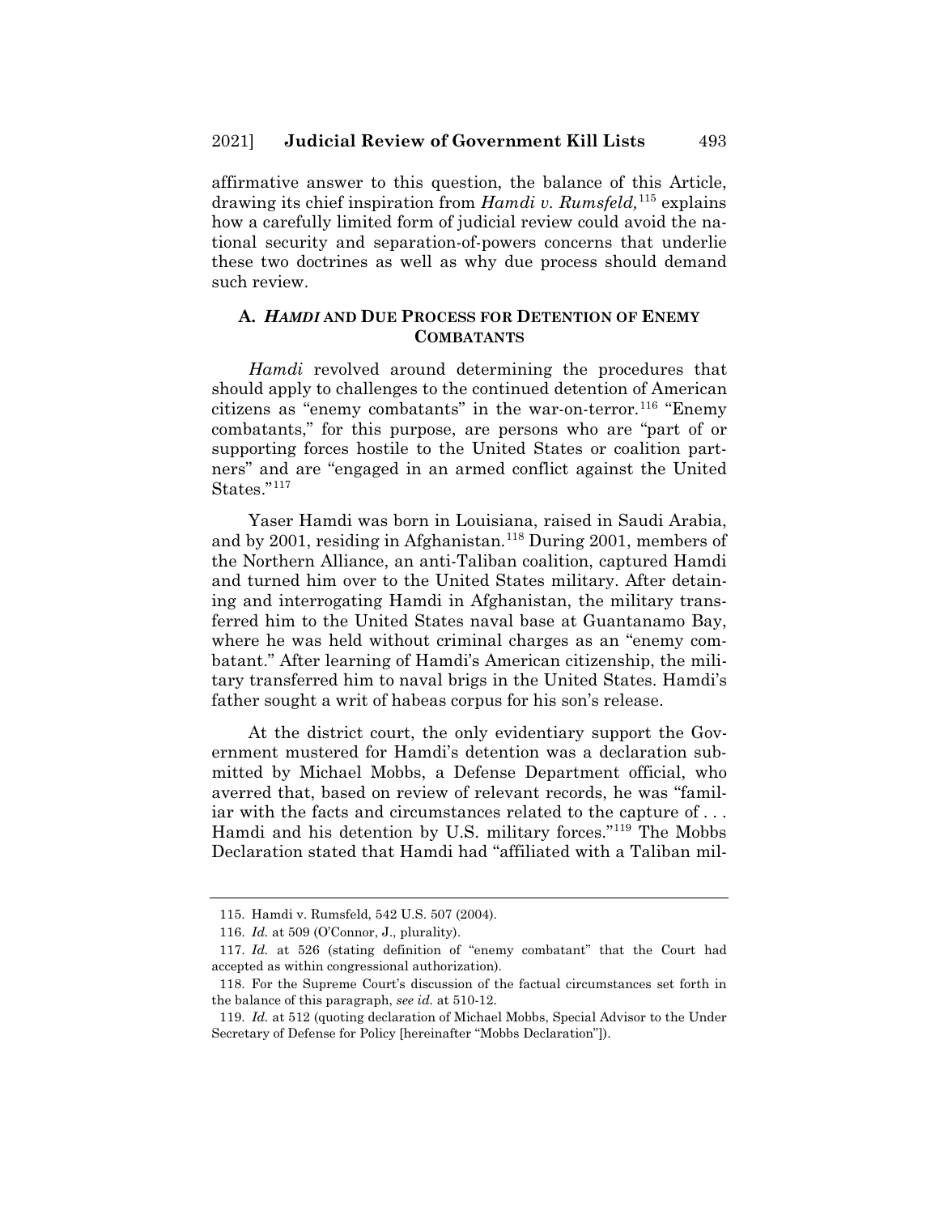affirmative answer to this question, the balance of this Article, drawing its chief inspiration from *Hamdi v. Rumsfeld,*[115] explains how a carefully limited form of judicial review could avoid the national security and separation-of-powers concerns that underlie these two doctrines as well as why due process should demand such review.

### A. *HAMDI* AND DUE PROCESS FOR DETENTION OF ENEMY COMBATANTS

*Hamdi* revolved around determining the procedures that should apply to challenges to the continued detention of American citizens as "enemy combatants" in the war-on-terror.[116] "Enemy combatants," for this purpose, are persons who are "part of or supporting forces hostile to the United States or coalition partners" and are "engaged in an armed conflict against the United States."[117]

Yaser Hamdi was born in Louisiana, raised in Saudi Arabia, and by 2001, residing in Afghanistan.[118] During 2001, members of the Northern Alliance, an anti-Taliban coalition, captured Hamdi and turned him over to the United States military. After detaining and interrogating Hamdi in Afghanistan, the military transferred him to the United States naval base at Guantanamo Bay, where he was held without criminal charges as an "enemy combatant." After learning of Hamdi's American citizenship, the military transferred him to naval brigs in the United States. Hamdi's father sought a writ of habeas corpus for his son's release.

At the district court, the only evidentiary support the Government mustered for Hamdi's detention was a declaration submitted by Michael Mobbs, a Defense Department official, who averred that, based on review of relevant records, he was "familiar with the facts and circumstances related to the capture of . . . Hamdi and his detention by U.S. military forces."[119] The Mobbs Declaration stated that Hamdi had "affiliated with a Taliban mil-

---

115. Hamdi v. Rumsfeld, 542 U.S. 507 (2004).

116. *Id.* at 509 (O'Connor, J., plurality).

117. *Id.* at 526 (stating definition of "enemy combatant" that the Court had accepted as within congressional authorization).

118. For the Supreme Court's discussion of the factual circumstances set forth in the balance of this paragraph, *see id.* at 510-12.

119. *Id.* at 512 (quoting declaration of Michael Mobbs, Special Advisor to the Under Secretary of Defense for Policy [hereinafter "Mobbs Declaration"]).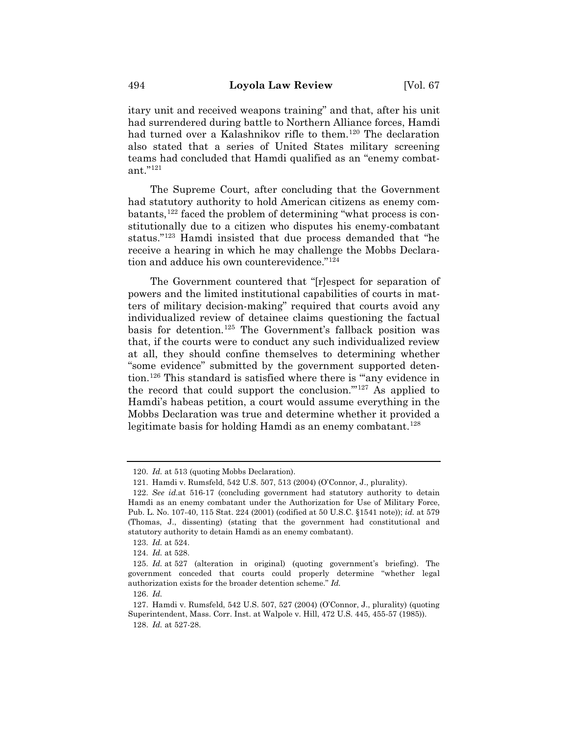itary unit and received weapons training" and that, after his unit had surrendered during battle to Northern Alliance forces, Hamdi had turned over a Kalashnikov rifle to them.[120] The declaration also stated that a series of United States military screening teams had concluded that Hamdi qualified as an "enemy combatant."[121]

The Supreme Court, after concluding that the Government had statutory authority to hold American citizens as enemy combatants,[122] faced the problem of determining "what process is constitutionally due to a citizen who disputes his enemy-combatant status."[123] Hamdi insisted that due process demanded that "he receive a hearing in which he may challenge the Mobbs Declaration and adduce his own counterevidence."[124]

The Government countered that "[r]espect for separation of powers and the limited institutional capabilities of courts in matters of military decision-making" required that courts avoid any individualized review of detainee claims questioning the factual basis for detention.[125] The Government's fallback position was that, if the courts were to conduct any such individualized review at all, they should confine themselves to determining whether "some evidence" submitted by the government supported detention.[126] This standard is satisfied where there is "'any evidence in the record that could support the conclusion.'"[127] As applied to Hamdi's habeas petition, a court would assume everything in the Mobbs Declaration was true and determine whether it provided a legitimate basis for holding Hamdi as an enemy combatant.[128]

---

120. *Id.* at 513 (quoting Mobbs Declaration).

121. Hamdi v. Rumsfeld, 542 U.S. 507, 513 (2004) (O'Connor, J., plurality).

122. *See id.*at 516-17 (concluding government had statutory authority to detain Hamdi as an enemy combatant under the Authorization for Use of Military Force, Pub. L. No. 107-40, 115 Stat. 224 (2001) (codified at 50 U.S.C. §1541 note)); *id.* at 579 (Thomas, J., dissenting) (stating that the government had constitutional and statutory authority to detain Hamdi as an enemy combatant).

123. *Id.* at 524.

124. *Id.* at 528.

125. *Id.* at 527 (alteration in original) (quoting government's briefing). The government conceded that courts could properly determine "whether legal authorization exists for the broader detention scheme." *Id.*

126. *Id.*

127. Hamdi v. Rumsfeld, 542 U.S. 507, 527 (2004) (O'Connor, J., plurality) (quoting Superintendent, Mass. Corr. Inst. at Walpole v. Hill, 472 U.S. 445, 455-57 (1985)).

128. *Id.* at 527-28.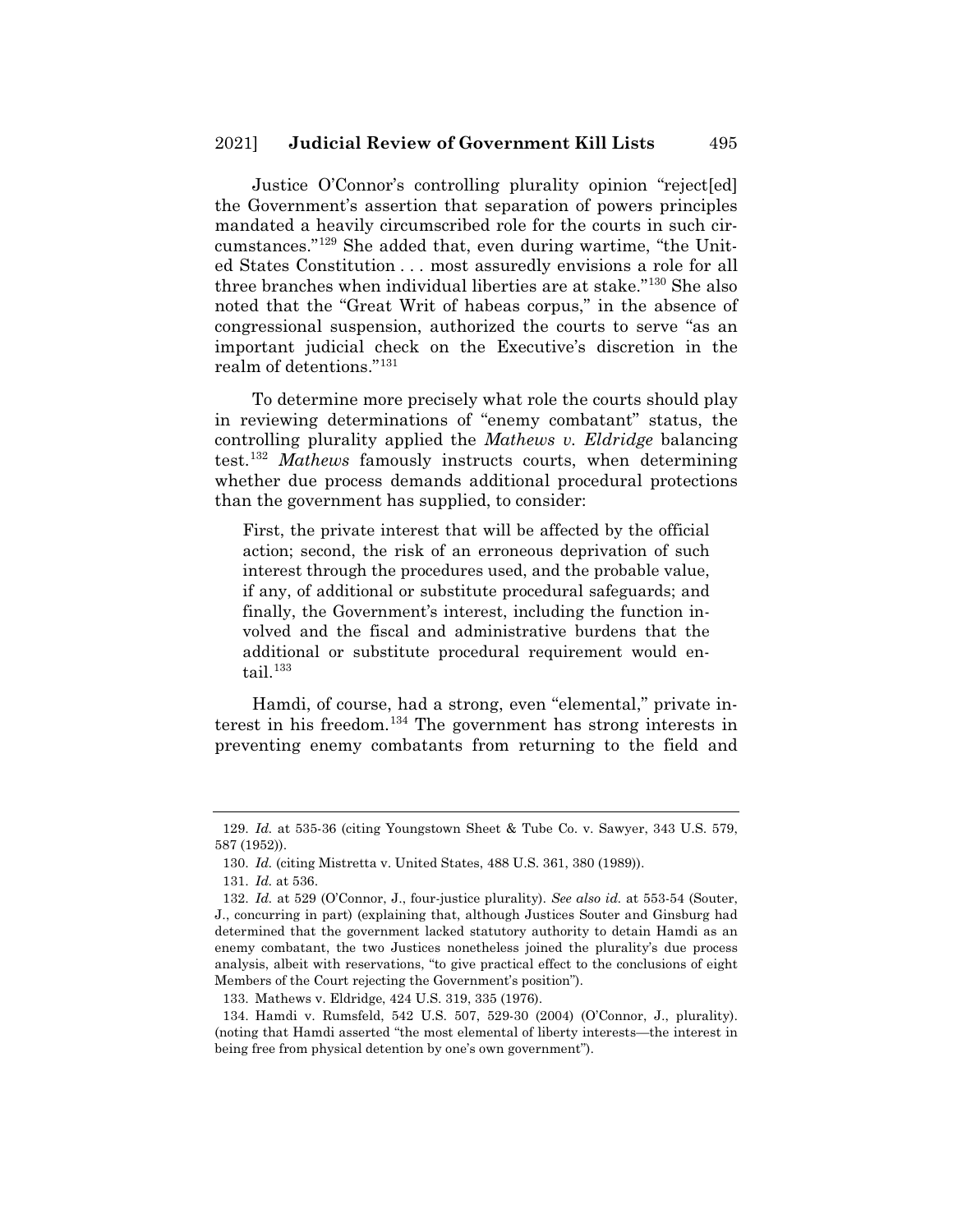Justice O'Connor's controlling plurality opinion "reject[ed] the Government's assertion that separation of powers principles mandated a heavily circumscribed role for the courts in such circumstances."[129] She added that, even during wartime, "the United States Constitution . . . most assuredly envisions a role for all three branches when individual liberties are at stake."[130] She also noted that the "Great Writ of habeas corpus," in the absence of congressional suspension, authorized the courts to serve "as an important judicial check on the Executive's discretion in the realm of detentions."[131]

To determine more precisely what role the courts should play in reviewing determinations of "enemy combatant" status, the controlling plurality applied the *Mathews v. Eldridge* balancing test.[132] *Mathews* famously instructs courts, when determining whether due process demands additional procedural protections than the government has supplied, to consider:

> First, the private interest that will be affected by the official action; second, the risk of an erroneous deprivation of such interest through the procedures used, and the probable value, if any, of additional or substitute procedural safeguards; and finally, the Government's interest, including the function involved and the fiscal and administrative burdens that the additional or substitute procedural requirement would entail.[133]

Hamdi, of course, had a strong, even "elemental," private interest in his freedom.[134] The government has strong interests in preventing enemy combatants from returning to the field and

---

129. *Id.* at 535-36 (citing Youngstown Sheet & Tube Co. v. Sawyer, 343 U.S. 579, 587 (1952)).

130. *Id.* (citing Mistretta v. United States, 488 U.S. 361, 380 (1989)).

131. *Id.* at 536.

132. *Id.* at 529 (O'Connor, J., four-justice plurality). *See also id.* at 553-54 (Souter, J., concurring in part) (explaining that, although Justices Souter and Ginsburg had determined that the government lacked statutory authority to detain Hamdi as an enemy combatant, the two Justices nonetheless joined the plurality's due process analysis, albeit with reservations, "to give practical effect to the conclusions of eight Members of the Court rejecting the Government's position").

133. Mathews v. Eldridge, 424 U.S. 319, 335 (1976).

134. Hamdi v. Rumsfeld, 542 U.S. 507, 529-30 (2004) (O'Connor, J., plurality). (noting that Hamdi asserted "the most elemental of liberty interests—the interest in being free from physical detention by one's own government").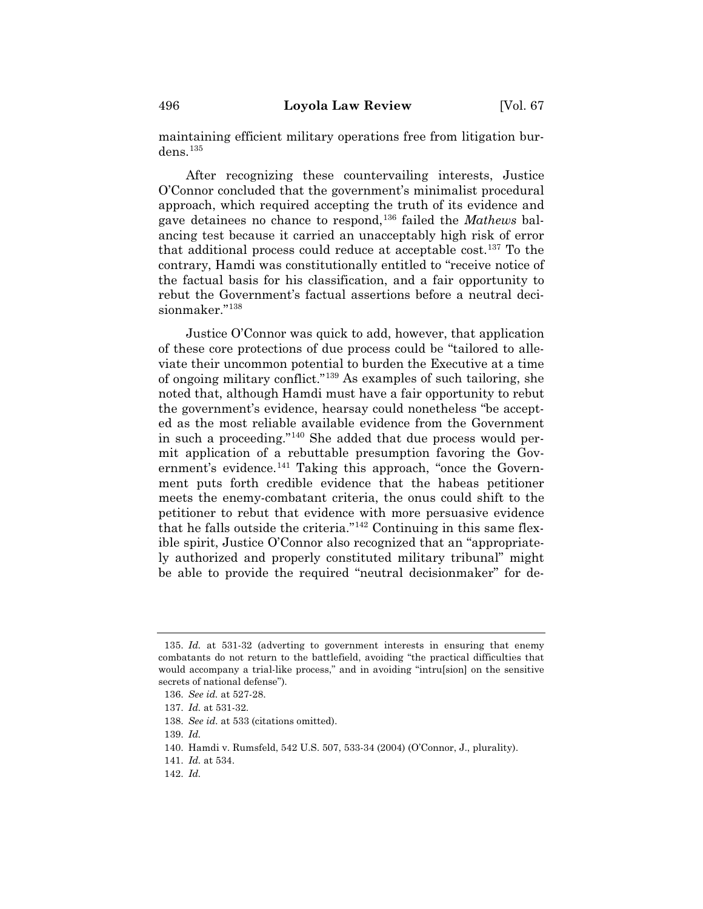maintaining efficient military operations free from litigation burdens.[135]

After recognizing these countervailing interests, Justice O'Connor concluded that the government's minimalist procedural approach, which required accepting the truth of its evidence and gave detainees no chance to respond,[136] failed the *Mathews* balancing test because it carried an unacceptably high risk of error that additional process could reduce at acceptable cost.[137] To the contrary, Hamdi was constitutionally entitled to "receive notice of the factual basis for his classification, and a fair opportunity to rebut the Government's factual assertions before a neutral decisionmaker."[138]

Justice O'Connor was quick to add, however, that application of these core protections of due process could be "tailored to alleviate their uncommon potential to burden the Executive at a time of ongoing military conflict."[139] As examples of such tailoring, she noted that, although Hamdi must have a fair opportunity to rebut the government's evidence, hearsay could nonetheless "be accepted as the most reliable available evidence from the Government in such a proceeding."[140] She added that due process would permit application of a rebuttable presumption favoring the Government's evidence.[141] Taking this approach, "once the Government puts forth credible evidence that the habeas petitioner meets the enemy-combatant criteria, the onus could shift to the petitioner to rebut that evidence with more persuasive evidence that he falls outside the criteria."[142] Continuing in this same flexible spirit, Justice O'Connor also recognized that an "appropriately authorized and properly constituted military tribunal" might be able to provide the required "neutral decisionmaker" for de-

---

135. *Id.* at 531-32 (adverting to government interests in ensuring that enemy combatants do not return to the battlefield, avoiding "the practical difficulties that would accompany a trial-like process," and in avoiding "intru[sion] on the sensitive secrets of national defense").

136. *See id.* at 527-28.

137. *Id.* at 531-32.

138. *See id.* at 533 (citations omitted).

139. *Id.*

140. Hamdi v. Rumsfeld, 542 U.S. 507, 533-34 (2004) (O'Connor, J., plurality).

141. *Id.* at 534.

142. *Id.*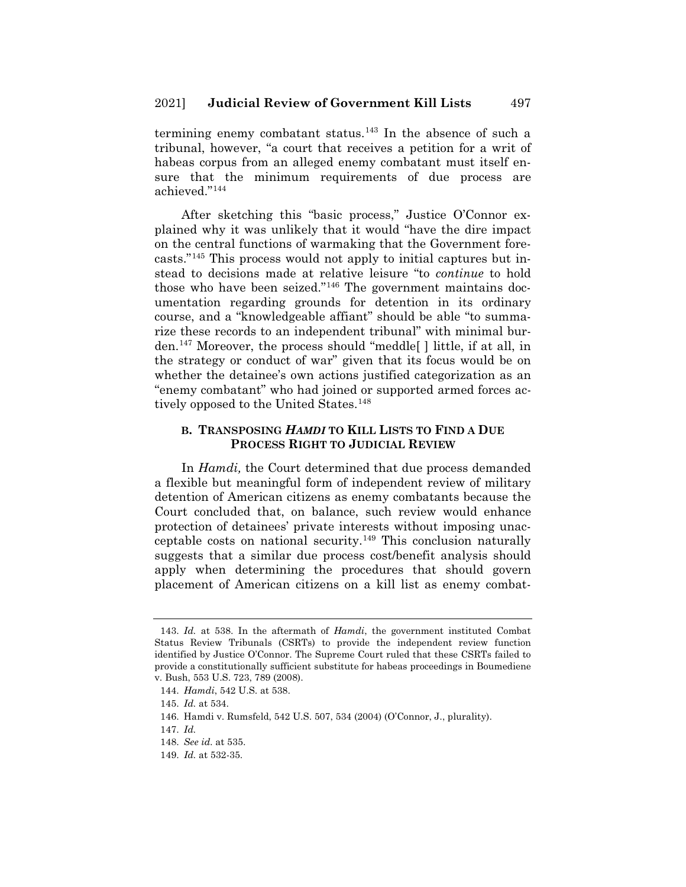termining enemy combatant status.[143] In the absence of such a tribunal, however, "a court that receives a petition for a writ of habeas corpus from an alleged enemy combatant must itself ensure that the minimum requirements of due process are achieved."[144]

After sketching this "basic process," Justice O'Connor explained why it was unlikely that it would "have the dire impact on the central functions of warmaking that the Government forecasts."[145] This process would not apply to initial captures but instead to decisions made at relative leisure "to *continue* to hold those who have been seized."[146] The government maintains documentation regarding grounds for detention in its ordinary course, and a "knowledgeable affiant" should be able "to summarize these records to an independent tribunal" with minimal burden.[147] Moreover, the process should "meddle[ ] little, if at all, in the strategy or conduct of war" given that its focus would be on whether the detainee's own actions justified categorization as an "enemy combatant" who had joined or supported armed forces actively opposed to the United States.[148]

### B. TRANSPOSING *HAMDI* TO KILL LISTS TO FIND A DUE PROCESS RIGHT TO JUDICIAL REVIEW

In *Hamdi,* the Court determined that due process demanded a flexible but meaningful form of independent review of military detention of American citizens as enemy combatants because the Court concluded that, on balance, such review would enhance protection of detainees' private interests without imposing unacceptable costs on national security.[149] This conclusion naturally suggests that a similar due process cost/benefit analysis should apply when determining the procedures that should govern placement of American citizens on a kill list as enemy combat-

---

143. *Id.* at 538. In the aftermath of *Hamdi*, the government instituted Combat Status Review Tribunals (CSRTs) to provide the independent review function identified by Justice O'Connor. The Supreme Court ruled that these CSRTs failed to provide a constitutionally sufficient substitute for habeas proceedings in Boumediene v. Bush, 553 U.S. 723, 789 (2008).

144. *Hamdi*, 542 U.S. at 538.

145. *Id.* at 534.

146. Hamdi v. Rumsfeld, 542 U.S. 507, 534 (2004) (O'Connor, J., plurality).

147. *Id.*

148. *See id.* at 535.

149. *Id.* at 532-35.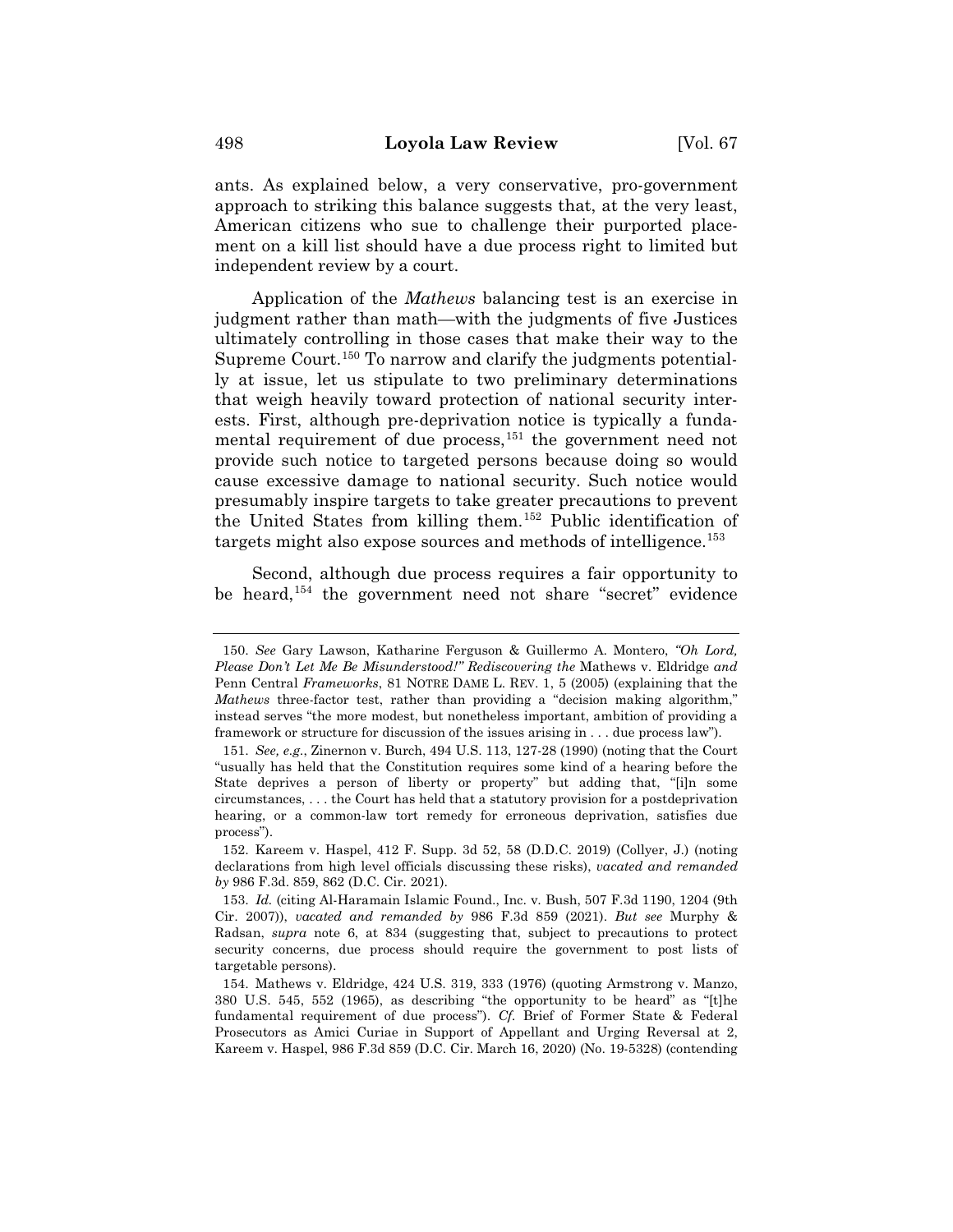ants. As explained below, a very conservative, pro-government approach to striking this balance suggests that, at the very least, American citizens who sue to challenge their purported placement on a kill list should have a due process right to limited but independent review by a court.

Application of the *Mathews* balancing test is an exercise in judgment rather than math—with the judgments of five Justices ultimately controlling in those cases that make their way to the Supreme Court.[150] To narrow and clarify the judgments potentially at issue, let us stipulate to two preliminary determinations that weigh heavily toward protection of national security interests. First, although pre-deprivation notice is typically a fundamental requirement of due process,[151] the government need not provide such notice to targeted persons because doing so would cause excessive damage to national security. Such notice would presumably inspire targets to take greater precautions to prevent the United States from killing them.[152] Public identification of targets might also expose sources and methods of intelligence.[153]

Second, although due process requires a fair opportunity to be heard,[154] the government need not share "secret" evidence

---

150. *See* Gary Lawson, Katharine Ferguson & Guillermo A. Montero, *"Oh Lord, Please Don't Let Me Be Misunderstood!" Rediscovering the* Mathews v. Eldridge *and* Penn Central *Frameworks*, 81 NOTRE DAME L. REV. 1, 5 (2005) (explaining that the *Mathews* three-factor test, rather than providing a "decision making algorithm," instead serves "the more modest, but nonetheless important, ambition of providing a framework or structure for discussion of the issues arising in . . . due process law").

151. *See, e.g.*, Zinernon v. Burch, 494 U.S. 113, 127-28 (1990) (noting that the Court "usually has held that the Constitution requires some kind of a hearing before the State deprives a person of liberty or property" but adding that, "[i]n some circumstances, . . . the Court has held that a statutory provision for a postdeprivation hearing, or a common-law tort remedy for erroneous deprivation, satisfies due process").

152. Kareem v. Haspel, 412 F. Supp. 3d 52, 58 (D.D.C. 2019) (Collyer, J.) (noting declarations from high level officials discussing these risks), *vacated and remanded by* 986 F.3d. 859, 862 (D.C. Cir. 2021).

153. *Id.* (citing Al-Haramain Islamic Found., Inc. v. Bush, 507 F.3d 1190, 1204 (9th Cir. 2007)), *vacated and remanded by* 986 F.3d 859 (2021). *But see* Murphy & Radsan, *supra* note 6, at 834 (suggesting that, subject to precautions to protect security concerns, due process should require the government to post lists of targetable persons).

154. Mathews v. Eldridge, 424 U.S. 319, 333 (1976) (quoting Armstrong v. Manzo, 380 U.S. 545, 552 (1965), as describing "the opportunity to be heard" as "[t]he fundamental requirement of due process"). *Cf.* Brief of Former State & Federal Prosecutors as Amici Curiae in Support of Appellant and Urging Reversal at 2, Kareem v. Haspel, 986 F.3d 859 (D.C. Cir. March 16, 2020) (No. 19-5328) (contending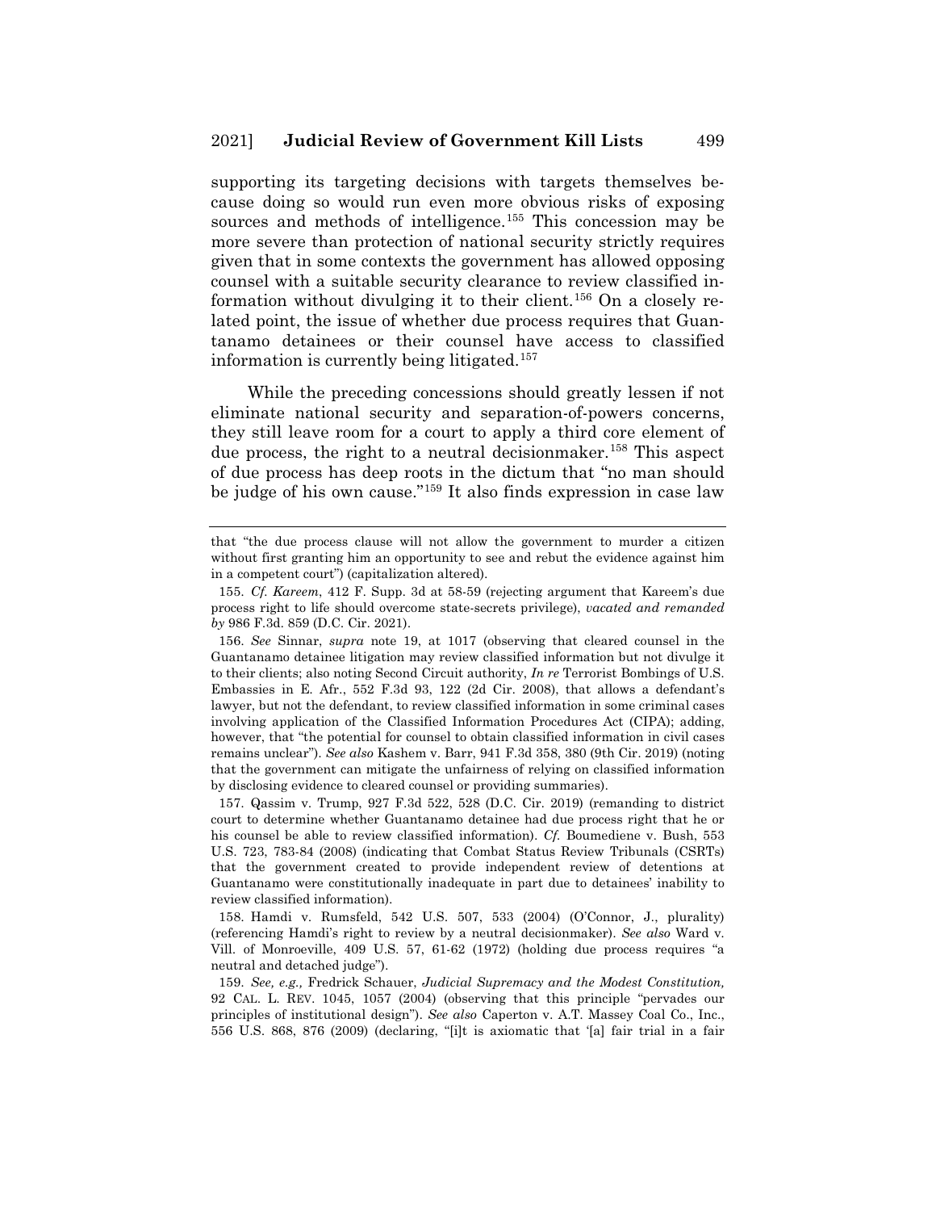supporting its targeting decisions with targets themselves because doing so would run even more obvious risks of exposing sources and methods of intelligence.[155] This concession may be more severe than protection of national security strictly requires given that in some contexts the government has allowed opposing counsel with a suitable security clearance to review classified information without divulging it to their client.[156] On a closely related point, the issue of whether due process requires that Guantanamo detainees or their counsel have access to classified information is currently being litigated.[157]

While the preceding concessions should greatly lessen if not eliminate national security and separation-of-powers concerns, they still leave room for a court to apply a third core element of due process, the right to a neutral decisionmaker.[158] This aspect of due process has deep roots in the dictum that "no man should be judge of his own cause."[159] It also finds expression in case law

---

that "the due process clause will not allow the government to murder a citizen without first granting him an opportunity to see and rebut the evidence against him in a competent court") (capitalization altered).

155. *Cf. Kareem*, 412 F. Supp. 3d at 58-59 (rejecting argument that Kareem's due process right to life should overcome state-secrets privilege), *vacated and remanded by* 986 F.3d. 859 (D.C. Cir. 2021).

156. *See* Sinnar, *supra* note 19, at 1017 (observing that cleared counsel in the Guantanamo detainee litigation may review classified information but not divulge it to their clients; also noting Second Circuit authority, *In re* Terrorist Bombings of U.S. Embassies in E. Afr., 552 F.3d 93, 122 (2d Cir. 2008), that allows a defendant's lawyer, but not the defendant, to review classified information in some criminal cases involving application of the Classified Information Procedures Act (CIPA); adding, however, that "the potential for counsel to obtain classified information in civil cases remains unclear"). *See also* Kashem v. Barr, 941 F.3d 358, 380 (9th Cir. 2019) (noting that the government can mitigate the unfairness of relying on classified information by disclosing evidence to cleared counsel or providing summaries).

157. Qassim v. Trump, 927 F.3d 522, 528 (D.C. Cir. 2019) (remanding to district court to determine whether Guantanamo detainee had due process right that he or his counsel be able to review classified information). *Cf.* Boumediene v. Bush, 553 U.S. 723, 783-84 (2008) (indicating that Combat Status Review Tribunals (CSRTs) that the government created to provide independent review of detentions at Guantanamo were constitutionally inadequate in part due to detainees' inability to review classified information).

158. Hamdi v. Rumsfeld, 542 U.S. 507, 533 (2004) (O'Connor, J., plurality) (referencing Hamdi's right to review by a neutral decisionmaker). *See also* Ward v. Vill. of Monroeville, 409 U.S. 57, 61-62 (1972) (holding due process requires "a neutral and detached judge").

159. *See, e.g.,* Fredrick Schauer, *Judicial Supremacy and the Modest Constitution,* 92 CAL. L. REV. 1045, 1057 (2004) (observing that this principle "pervades our principles of institutional design"). *See also* Caperton v. A.T. Massey Coal Co., Inc., 556 U.S. 868, 876 (2009) (declaring, "[i]t is axiomatic that '[a] fair trial in a fair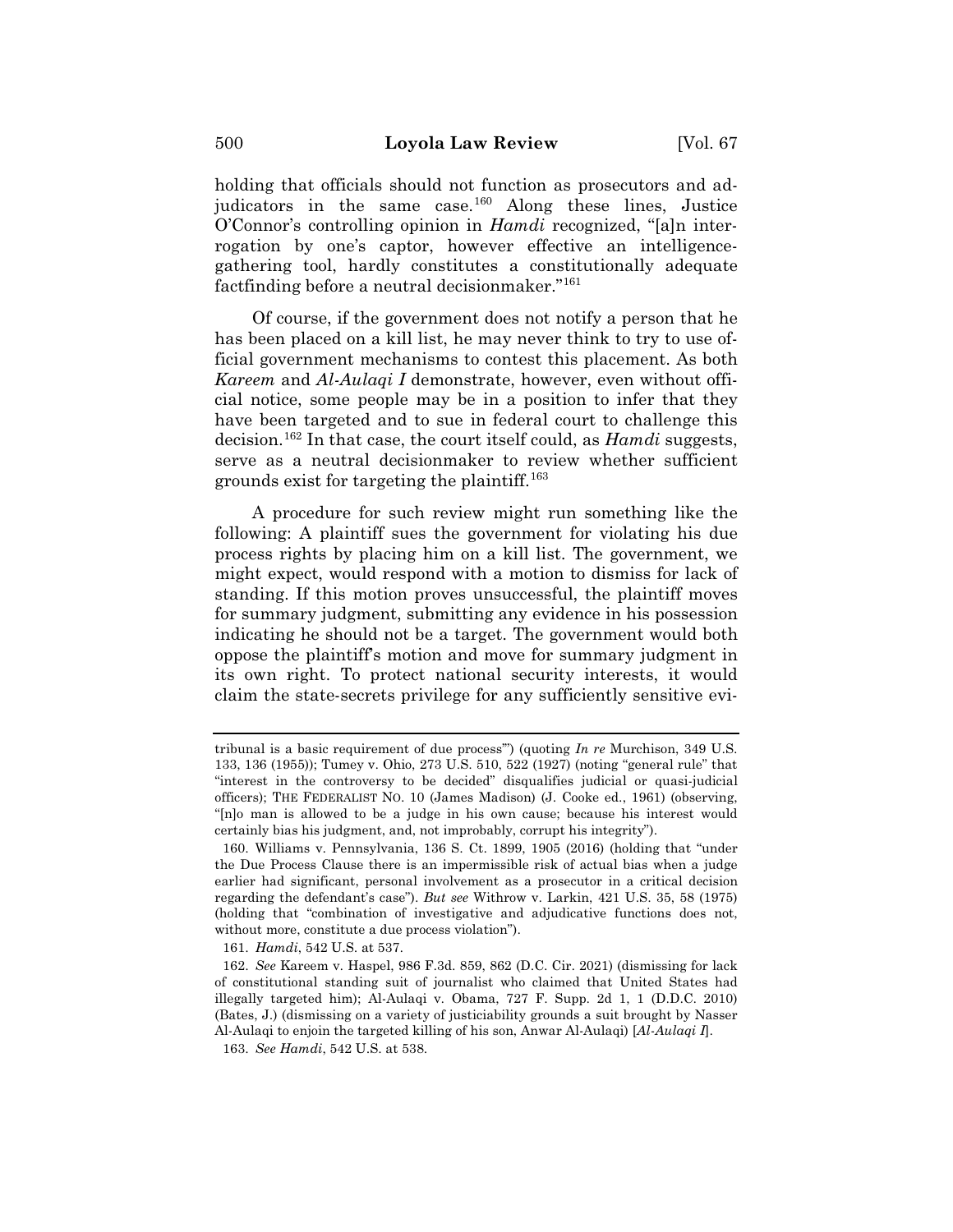holding that officials should not function as prosecutors and adjudicators in the same case.[160] Along these lines, Justice O'Connor's controlling opinion in *Hamdi* recognized, "[a]n interrogation by one's captor, however effective an intelligence-gathering tool, hardly constitutes a constitutionally adequate factfinding before a neutral decisionmaker."[161]

Of course, if the government does not notify a person that he has been placed on a kill list, he may never think to try to use official government mechanisms to contest this placement. As both *Kareem* and *Al-Aulaqi I* demonstrate, however, even without official notice, some people may be in a position to infer that they have been targeted and to sue in federal court to challenge this decision.[162] In that case, the court itself could, as *Hamdi* suggests, serve as a neutral decisionmaker to review whether sufficient grounds exist for targeting the plaintiff.[163]

A procedure for such review might run something like the following: A plaintiff sues the government for violating his due process rights by placing him on a kill list. The government, we might expect, would respond with a motion to dismiss for lack of standing. If this motion proves unsuccessful, the plaintiff moves for summary judgment, submitting any evidence in his possession indicating he should not be a target. The government would both oppose the plaintiff's motion and move for summary judgment in its own right. To protect national security interests, it would claim the state-secrets privilege for any sufficiently sensitive evi-

---

tribunal is a basic requirement of due process'") (quoting *In re* Murchison, 349 U.S. 133, 136 (1955)); Tumey v. Ohio, 273 U.S. 510, 522 (1927) (noting "general rule" that "interest in the controversy to be decided" disqualifies judicial or quasi-judicial officers); THE FEDERALIST NO. 10 (James Madison) (J. Cooke ed., 1961) (observing, "[n]o man is allowed to be a judge in his own cause; because his interest would certainly bias his judgment, and, not improbably, corrupt his integrity").

160. Williams v. Pennsylvania, 136 S. Ct. 1899, 1905 (2016) (holding that "under the Due Process Clause there is an impermissible risk of actual bias when a judge earlier had significant, personal involvement as a prosecutor in a critical decision regarding the defendant's case"). *But see* Withrow v. Larkin, 421 U.S. 35, 58 (1975) (holding that "combination of investigative and adjudicative functions does not, without more, constitute a due process violation").

161. *Hamdi*, 542 U.S. at 537.

162. *See* Kareem v. Haspel, 986 F.3d. 859, 862 (D.C. Cir. 2021) (dismissing for lack of constitutional standing suit of journalist who claimed that United States had illegally targeted him); Al-Aulaqi v. Obama, 727 F. Supp. 2d 1, 1 (D.D.C. 2010) (Bates, J.) (dismissing on a variety of justiciability grounds a suit brought by Nasser Al-Aulaqi to enjoin the targeted killing of his son, Anwar Al-Aulaqi) [*Al-Aulaqi I*].

163. *See Hamdi*, 542 U.S. at 538.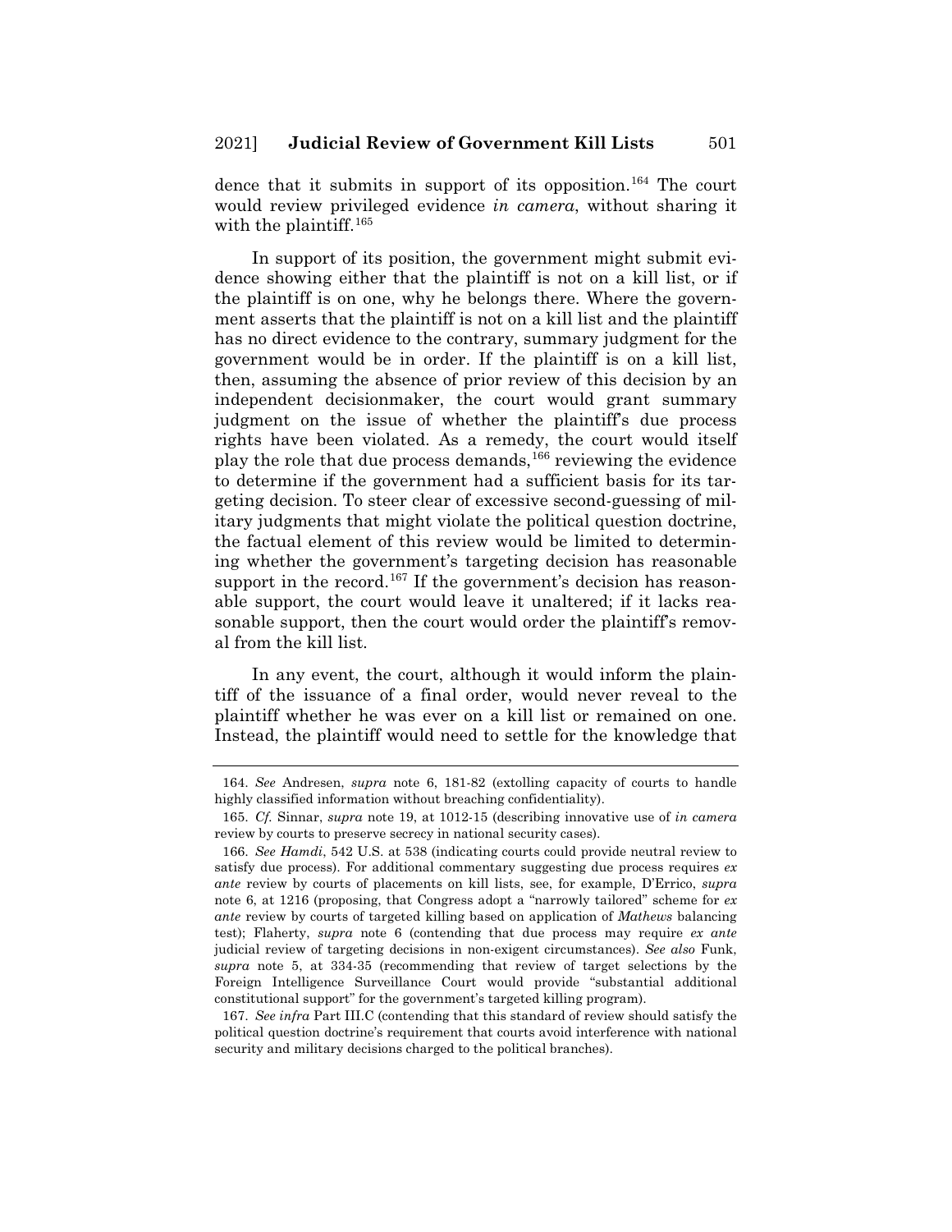dence that it submits in support of its opposition.[164] The court would review privileged evidence *in camera*, without sharing it with the plaintiff.[165]

In support of its position, the government might submit evidence showing either that the plaintiff is not on a kill list, or if the plaintiff is on one, why he belongs there. Where the government asserts that the plaintiff is not on a kill list and the plaintiff has no direct evidence to the contrary, summary judgment for the government would be in order. If the plaintiff is on a kill list, then, assuming the absence of prior review of this decision by an independent decisionmaker, the court would grant summary judgment on the issue of whether the plaintiff's due process rights have been violated. As a remedy, the court would itself play the role that due process demands,[166] reviewing the evidence to determine if the government had a sufficient basis for its targeting decision. To steer clear of excessive second-guessing of military judgments that might violate the political question doctrine, the factual element of this review would be limited to determining whether the government's targeting decision has reasonable support in the record.[167] If the government's decision has reasonable support, the court would leave it unaltered; if it lacks reasonable support, then the court would order the plaintiff's removal from the kill list.

In any event, the court, although it would inform the plaintiff of the issuance of a final order, would never reveal to the plaintiff whether he was ever on a kill list or remained on one. Instead, the plaintiff would need to settle for the knowledge that

---

164. *See* Andresen, *supra* note 6, 181-82 (extolling capacity of courts to handle highly classified information without breaching confidentiality).

165. *Cf.* Sinnar, *supra* note 19, at 1012-15 (describing innovative use of *in camera* review by courts to preserve secrecy in national security cases).

166. *See Hamdi*, 542 U.S. at 538 (indicating courts could provide neutral review to satisfy due process). For additional commentary suggesting due process requires *ex ante* review by courts of placements on kill lists, see, for example, D'Errico, *supra* note 6, at 1216 (proposing, that Congress adopt a "narrowly tailored" scheme for *ex ante* review by courts of targeted killing based on application of *Mathews* balancing test); Flaherty, *supra* note 6 (contending that due process may require *ex ante* judicial review of targeting decisions in non-exigent circumstances). *See also* Funk, *supra* note 5, at 334-35 (recommending that review of target selections by the Foreign Intelligence Surveillance Court would provide "substantial additional constitutional support" for the government's targeted killing program).

167. *See infra* Part III.C (contending that this standard of review should satisfy the political question doctrine's requirement that courts avoid interference with national security and military decisions charged to the political branches).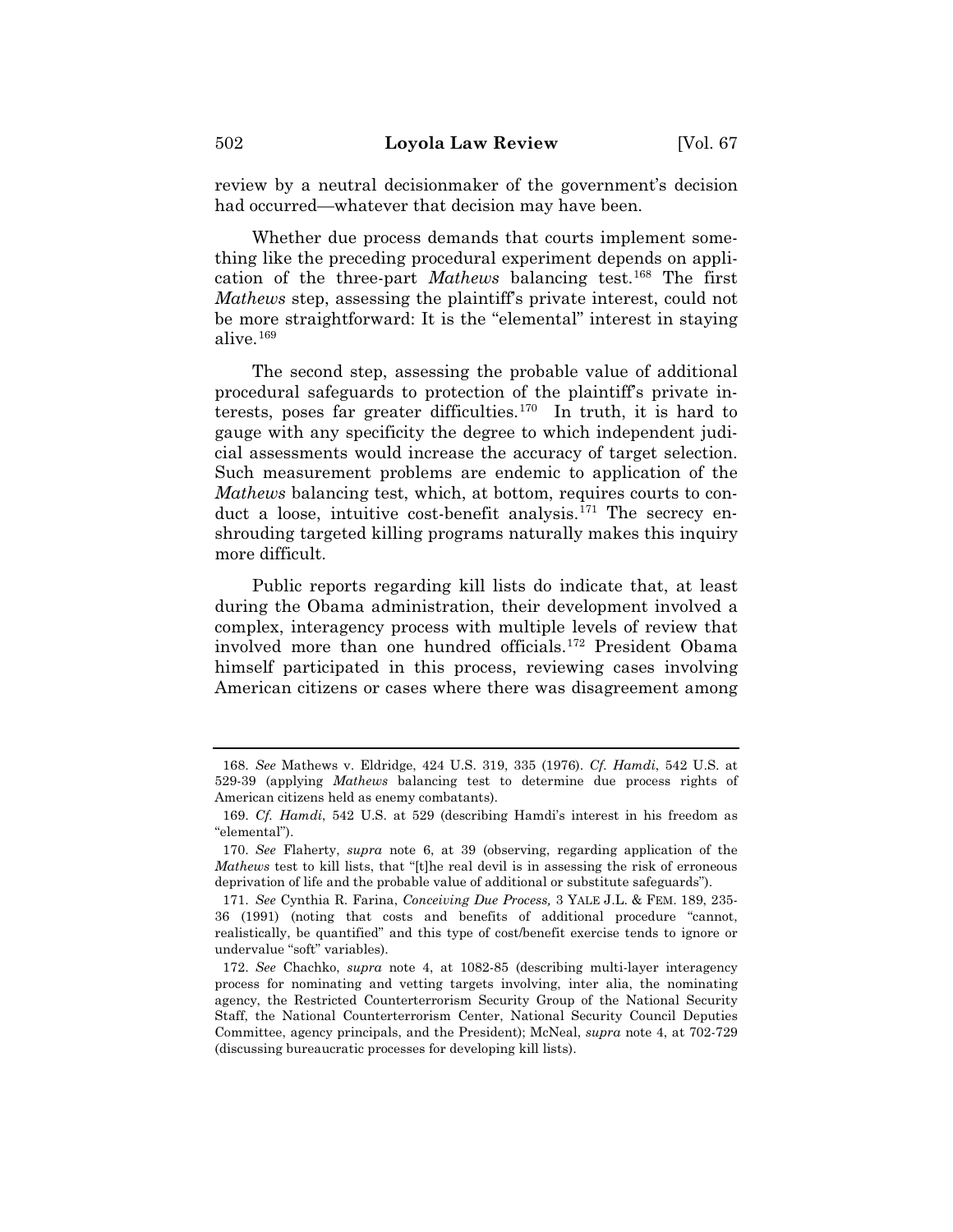review by a neutral decisionmaker of the government's decision had occurred—whatever that decision may have been.

Whether due process demands that courts implement something like the preceding procedural experiment depends on application of the three-part *Mathews* balancing test.[168] The first *Mathews* step, assessing the plaintiff's private interest, could not be more straightforward: It is the "elemental" interest in staying alive.[169]

The second step, assessing the probable value of additional procedural safeguards to protection of the plaintiff's private interests, poses far greater difficulties.[170] In truth, it is hard to gauge with any specificity the degree to which independent judicial assessments would increase the accuracy of target selection. Such measurement problems are endemic to application of the *Mathews* balancing test, which, at bottom, requires courts to conduct a loose, intuitive cost-benefit analysis.[171] The secrecy enshrouding targeted killing programs naturally makes this inquiry more difficult.

Public reports regarding kill lists do indicate that, at least during the Obama administration, their development involved a complex, interagency process with multiple levels of review that involved more than one hundred officials.[172] President Obama himself participated in this process, reviewing cases involving American citizens or cases where there was disagreement among

---

168. *See* Mathews v. Eldridge, 424 U.S. 319, 335 (1976). *Cf. Hamdi*, 542 U.S. at 529-39 (applying *Mathews* balancing test to determine due process rights of American citizens held as enemy combatants).

169. *Cf. Hamdi*, 542 U.S. at 529 (describing Hamdi's interest in his freedom as "elemental").

170. *See* Flaherty, *supra* note 6, at 39 (observing, regarding application of the *Mathews* test to kill lists, that "[t]he real devil is in assessing the risk of erroneous deprivation of life and the probable value of additional or substitute safeguards").

171. *See* Cynthia R. Farina, *Conceiving Due Process,* 3 YALE J.L. & FEM. 189, 235-36 (1991) (noting that costs and benefits of additional procedure "cannot, realistically, be quantified" and this type of cost/benefit exercise tends to ignore or undervalue "soft" variables).

172. *See* Chachko, *supra* note 4, at 1082-85 (describing multi-layer interagency process for nominating and vetting targets involving, inter alia, the nominating agency, the Restricted Counterterrorism Security Group of the National Security Staff, the National Counterterrorism Center, National Security Council Deputies Committee, agency principals, and the President); McNeal, *supra* note 4, at 702-729 (discussing bureaucratic processes for developing kill lists).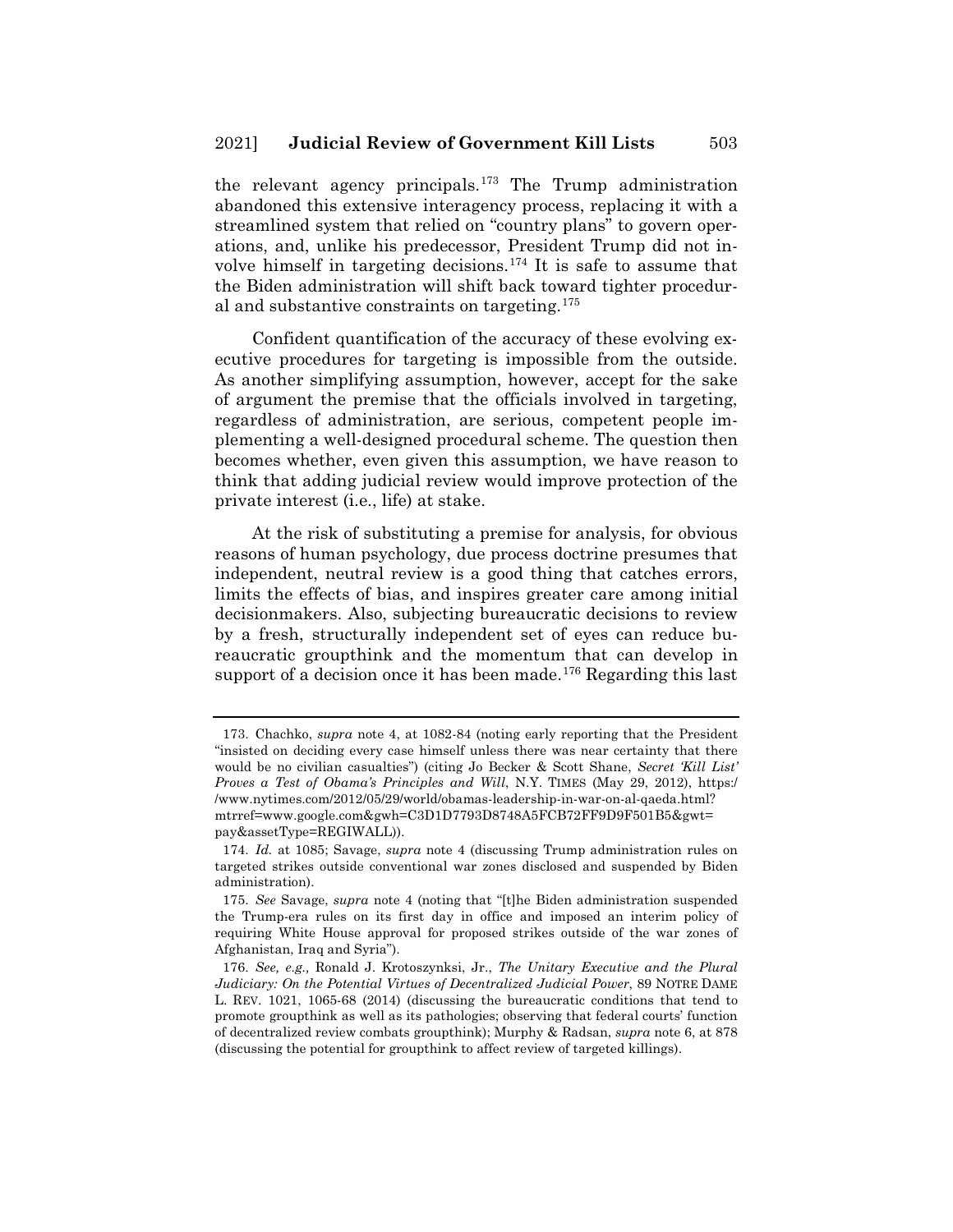the relevant agency principals.[173] The Trump administration abandoned this extensive interagency process, replacing it with a streamlined system that relied on "country plans" to govern operations, and, unlike his predecessor, President Trump did not involve himself in targeting decisions.[174] It is safe to assume that the Biden administration will shift back toward tighter procedural and substantive constraints on targeting.[175]

Confident quantification of the accuracy of these evolving executive procedures for targeting is impossible from the outside. As another simplifying assumption, however, accept for the sake of argument the premise that the officials involved in targeting, regardless of administration, are serious, competent people implementing a well-designed procedural scheme. The question then becomes whether, even given this assumption, we have reason to think that adding judicial review would improve protection of the private interest (i.e., life) at stake.

At the risk of substituting a premise for analysis, for obvious reasons of human psychology, due process doctrine presumes that independent, neutral review is a good thing that catches errors, limits the effects of bias, and inspires greater care among initial decisionmakers. Also, subjecting bureaucratic decisions to review by a fresh, structurally independent set of eyes can reduce bureaucratic groupthink and the momentum that can develop in support of a decision once it has been made.[176] Regarding this last

---

173. Chachko, *supra* note 4, at 1082-84 (noting early reporting that the President "insisted on deciding every case himself unless there was near certainty that there would be no civilian casualties") (citing Jo Becker & Scott Shane, *Secret 'Kill List' Proves a Test of Obama's Principles and Will*, N.Y. TIMES (May 29, 2012), https://www.nytimes.com/2012/05/29/world/obamas-leadership-in-war-on-al-qaeda.html?mtrref=www.google.com&gwh=C3D1D7793D8748A5FCB72FF9D9F501B5&gwt=pay&assetType=REGIWALL)).

174. *Id.* at 1085; Savage, *supra* note 4 (discussing Trump administration rules on targeted strikes outside conventional war zones disclosed and suspended by Biden administration).

175. *See* Savage, *supra* note 4 (noting that "[t]he Biden administration suspended the Trump-era rules on its first day in office and imposed an interim policy of requiring White House approval for proposed strikes outside of the war zones of Afghanistan, Iraq and Syria").

176. *See, e.g.,* Ronald J. Krotoszynksi, Jr., *The Unitary Executive and the Plural Judiciary: On the Potential Virtues of Decentralized Judicial Power*, 89 NOTRE DAME L. REV. 1021, 1065-68 (2014) (discussing the bureaucratic conditions that tend to promote groupthink as well as its pathologies; observing that federal courts' function of decentralized review combats groupthink); Murphy & Radsan, *supra* note 6, at 878 (discussing the potential for groupthink to affect review of targeted killings).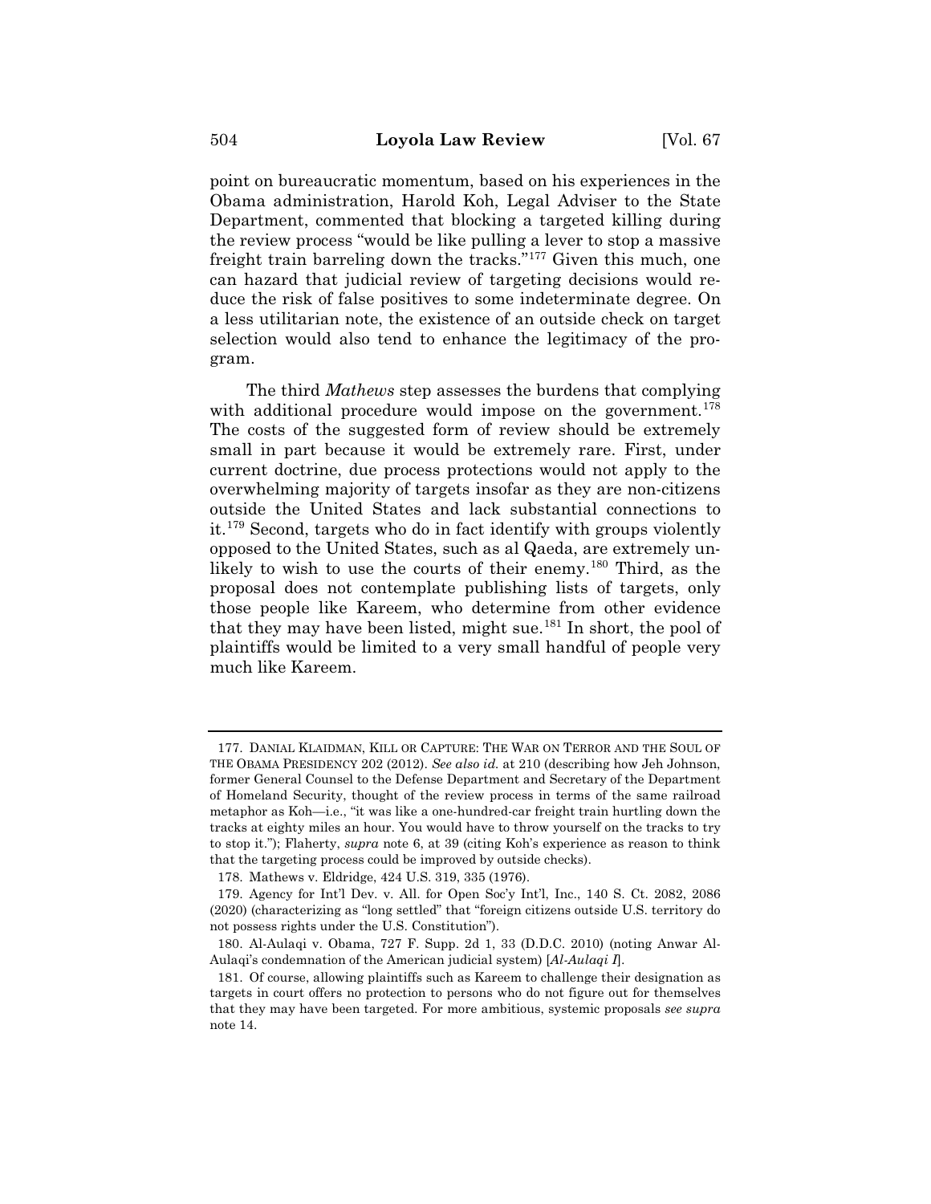point on bureaucratic momentum, based on his experiences in the Obama administration, Harold Koh, Legal Adviser to the State Department, commented that blocking a targeted killing during the review process "would be like pulling a lever to stop a massive freight train barreling down the tracks."[177] Given this much, one can hazard that judicial review of targeting decisions would reduce the risk of false positives to some indeterminate degree. On a less utilitarian note, the existence of an outside check on target selection would also tend to enhance the legitimacy of the program.

The third *Mathews* step assesses the burdens that complying with additional procedure would impose on the government.[178] The costs of the suggested form of review should be extremely small in part because it would be extremely rare. First, under current doctrine, due process protections would not apply to the overwhelming majority of targets insofar as they are non-citizens outside the United States and lack substantial connections to it.[179] Second, targets who do in fact identify with groups violently opposed to the United States, such as al Qaeda, are extremely unlikely to wish to use the courts of their enemy.[180] Third, as the proposal does not contemplate publishing lists of targets, only those people like Kareem, who determine from other evidence that they may have been listed, might sue.[181] In short, the pool of plaintiffs would be limited to a very small handful of people very much like Kareem.

---

177. DANIAL KLAIDMAN, KILL OR CAPTURE: THE WAR ON TERROR AND THE SOUL OF THE OBAMA PRESIDENCY 202 (2012). *See also id.* at 210 (describing how Jeh Johnson, former General Counsel to the Defense Department and Secretary of the Department of Homeland Security, thought of the review process in terms of the same railroad metaphor as Koh—i.e., "it was like a one-hundred-car freight train hurtling down the tracks at eighty miles an hour. You would have to throw yourself on the tracks to try to stop it."); Flaherty, *supra* note 6, at 39 (citing Koh's experience as reason to think that the targeting process could be improved by outside checks).

178. Mathews v. Eldridge, 424 U.S. 319, 335 (1976).

179. Agency for Int'l Dev. v. All. for Open Soc'y Int'l, Inc., 140 S. Ct. 2082, 2086 (2020) (characterizing as "long settled" that "foreign citizens outside U.S. territory do not possess rights under the U.S. Constitution").

180. Al-Aulaqi v. Obama, 727 F. Supp. 2d 1, 33 (D.D.C. 2010) (noting Anwar Al-Aulaqi's condemnation of the American judicial system) [*Al-Aulaqi I*].

181. Of course, allowing plaintiffs such as Kareem to challenge their designation as targets in court offers no protection to persons who do not figure out for themselves that they may have been targeted. For more ambitious, systemic proposals *see supra* note 14.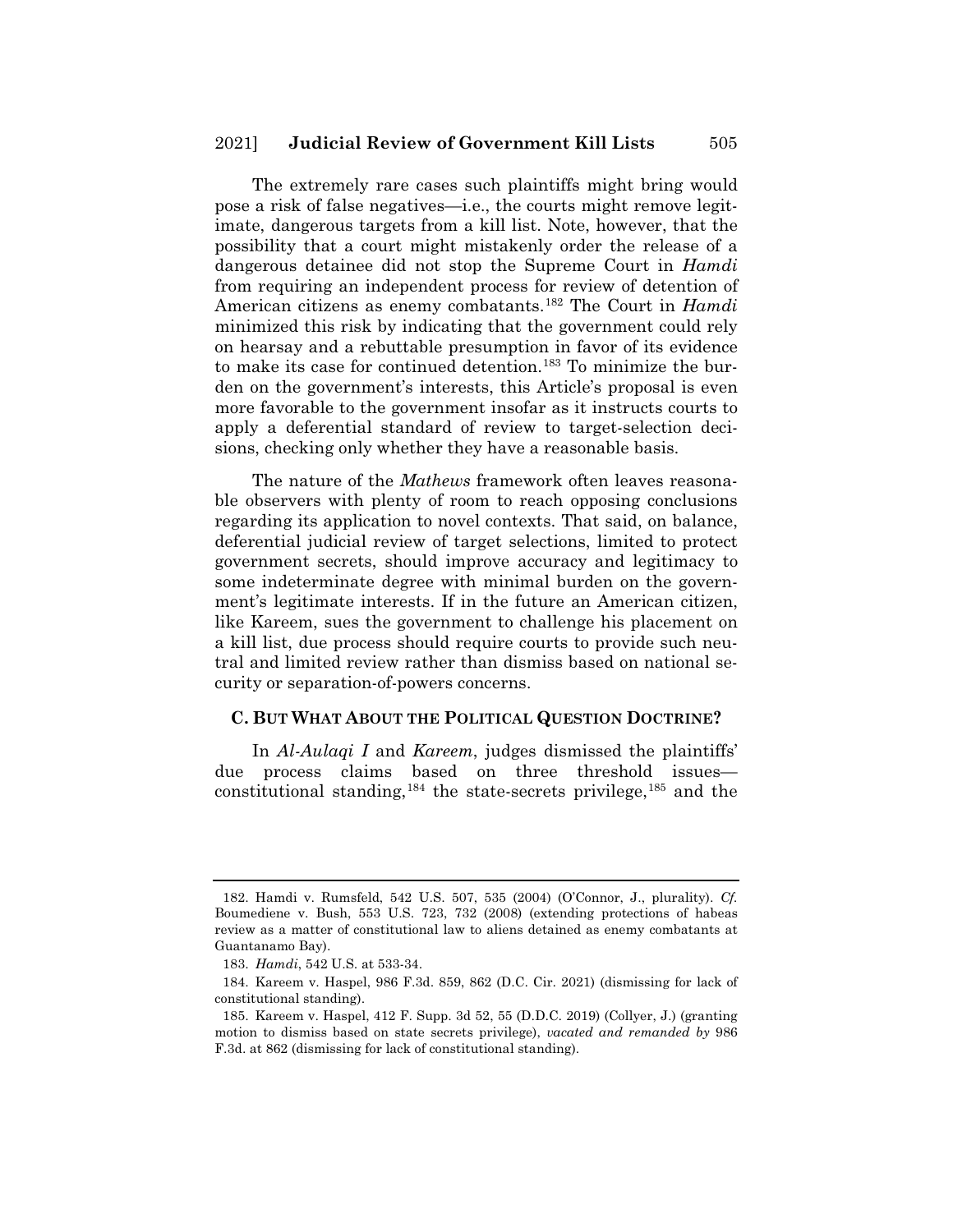The extremely rare cases such plaintiffs might bring would pose a risk of false negatives—i.e., the courts might remove legitimate, dangerous targets from a kill list. Note, however, that the possibility that a court might mistakenly order the release of a dangerous detainee did not stop the Supreme Court in *Hamdi* from requiring an independent process for review of detention of American citizens as enemy combatants.[182] The Court in *Hamdi* minimized this risk by indicating that the government could rely on hearsay and a rebuttable presumption in favor of its evidence to make its case for continued detention.[183] To minimize the burden on the government's interests, this Article's proposal is even more favorable to the government insofar as it instructs courts to apply a deferential standard of review to target-selection decisions, checking only whether they have a reasonable basis.

The nature of the *Mathews* framework often leaves reasonable observers with plenty of room to reach opposing conclusions regarding its application to novel contexts. That said, on balance, deferential judicial review of target selections, limited to protect government secrets, should improve accuracy and legitimacy to some indeterminate degree with minimal burden on the government's legitimate interests. If in the future an American citizen, like Kareem, sues the government to challenge his placement on a kill list, due process should require courts to provide such neutral and limited review rather than dismiss based on national security or separation-of-powers concerns.

### C. But What About the Political Question Doctrine?

In *Al-Aulaqi I* and *Kareem*, judges dismissed the plaintiffs' due process claims based on three threshold issues—constitutional standing,[184] the state-secrets privilege,[185] and the

---

182. Hamdi v. Rumsfeld, 542 U.S. 507, 535 (2004) (O'Connor, J., plurality). *Cf.* Boumediene v. Bush, 553 U.S. 723, 732 (2008) (extending protections of habeas review as a matter of constitutional law to aliens detained as enemy combatants at Guantanamo Bay).

183. *Hamdi*, 542 U.S. at 533-34.

184. Kareem v. Haspel, 986 F.3d. 859, 862 (D.C. Cir. 2021) (dismissing for lack of constitutional standing).

185. Kareem v. Haspel, 412 F. Supp. 3d 52, 55 (D.D.C. 2019) (Collyer, J.) (granting motion to dismiss based on state secrets privilege), *vacated and remanded by* 986 F.3d. at 862 (dismissing for lack of constitutional standing).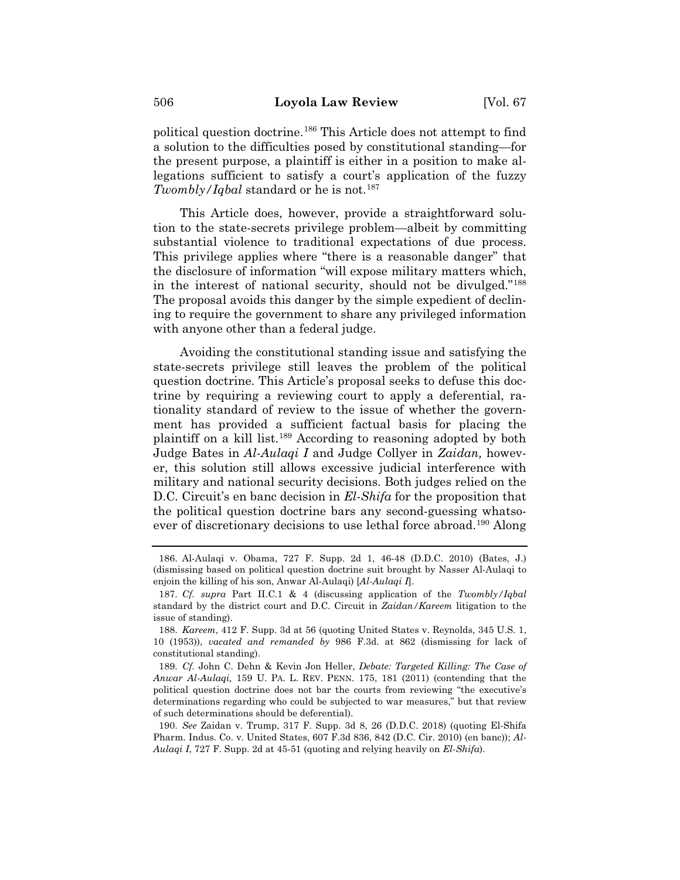political question doctrine.[186] This Article does not attempt to find a solution to the difficulties posed by constitutional standing—for the present purpose, a plaintiff is either in a position to make allegations sufficient to satisfy a court's application of the fuzzy *Twombly/Iqbal* standard or he is not.[187]

This Article does, however, provide a straightforward solution to the state-secrets privilege problem—albeit by committing substantial violence to traditional expectations of due process. This privilege applies where "there is a reasonable danger" that the disclosure of information "will expose military matters which, in the interest of national security, should not be divulged."[188] The proposal avoids this danger by the simple expedient of declining to require the government to share any privileged information with anyone other than a federal judge.

Avoiding the constitutional standing issue and satisfying the state-secrets privilege still leaves the problem of the political question doctrine. This Article's proposal seeks to defuse this doctrine by requiring a reviewing court to apply a deferential, rationality standard of review to the issue of whether the government has provided a sufficient factual basis for placing the plaintiff on a kill list.[189] According to reasoning adopted by both Judge Bates in *Al-Aulaqi I* and Judge Collyer in *Zaidan,* however, this solution still allows excessive judicial interference with military and national security decisions. Both judges relied on the D.C. Circuit's en banc decision in *El-Shifa* for the proposition that the political question doctrine bars any second-guessing whatsoever of discretionary decisions to use lethal force abroad.[190] Along

---

186. Al-Aulaqi v. Obama, 727 F. Supp. 2d 1, 46-48 (D.D.C. 2010) (Bates, J.) (dismissing based on political question doctrine suit brought by Nasser Al-Aulaqi to enjoin the killing of his son, Anwar Al-Aulaqi) [*Al-Aulaqi I*].

187. *Cf. supra* Part II.C.1 & 4 (discussing application of the *Twombly/Iqbal* standard by the district court and D.C. Circuit in *Zaidan/Kareem* litigation to the issue of standing).

188. *Kareem*, 412 F. Supp. 3d at 56 (quoting United States v. Reynolds, 345 U.S. 1, 10 (1953)), *vacated and remanded by* 986 F.3d. at 862 (dismissing for lack of constitutional standing).

189. *Cf.* John C. Dehn & Kevin Jon Heller, *Debate: Targeted Killing: The Case of Anwar Al-Aulaqi,* 159 U. PA. L. REV. PENN. 175, 181 (2011) (contending that the political question doctrine does not bar the courts from reviewing "the executive's determinations regarding who could be subjected to war measures," but that review of such determinations should be deferential).

190. *See* Zaidan v. Trump, 317 F. Supp. 3d 8, 26 (D.D.C. 2018) (quoting El-Shifa Pharm. Indus. Co. v. United States, 607 F.3d 836, 842 (D.C. Cir. 2010) (en banc)); *Al-Aulaqi I*, 727 F. Supp. 2d at 45-51 (quoting and relying heavily on *El-Shifa*).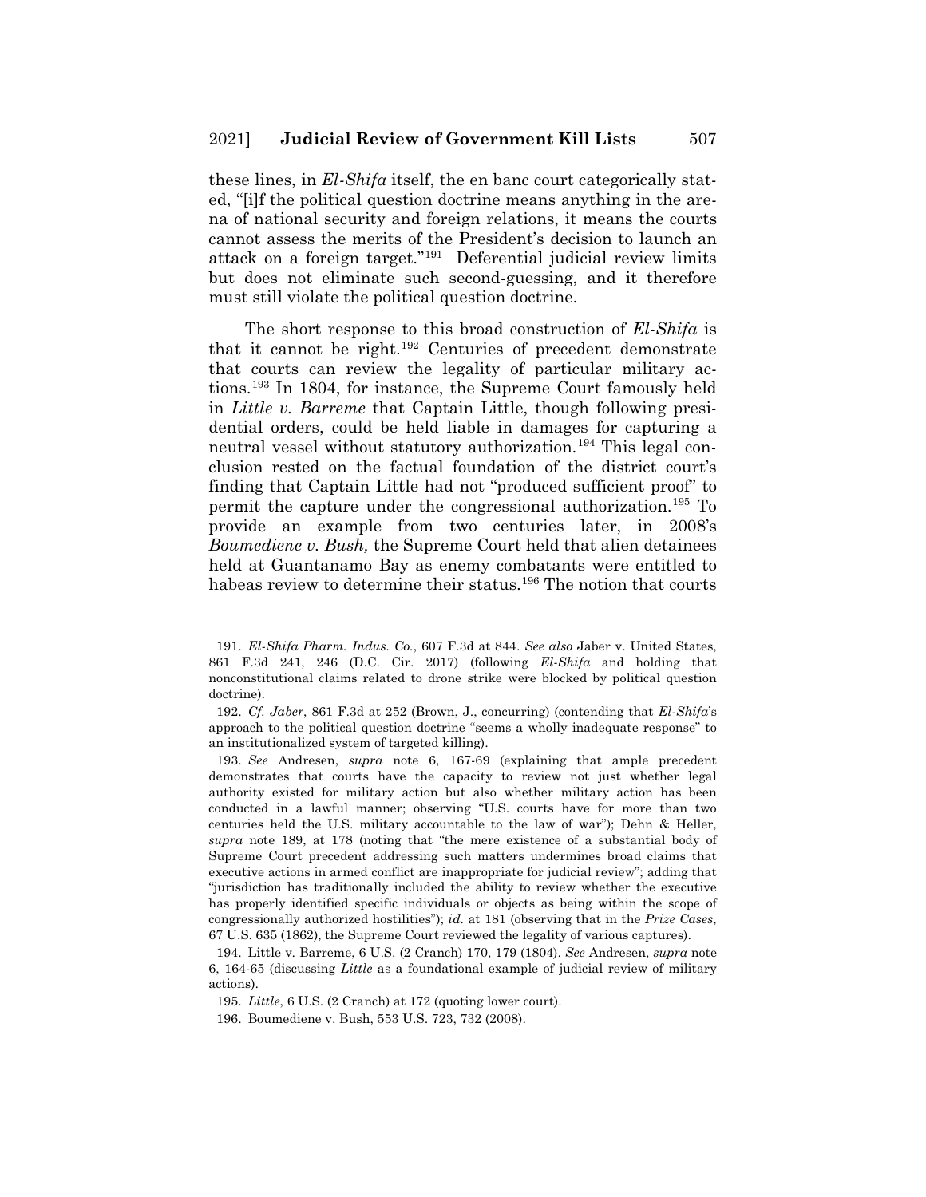these lines, in *El-Shifa* itself, the en banc court categorically stated, "[i]f the political question doctrine means anything in the arena of national security and foreign relations, it means the courts cannot assess the merits of the President's decision to launch an attack on a foreign target."[191] Deferential judicial review limits but does not eliminate such second-guessing, and it therefore must still violate the political question doctrine.

The short response to this broad construction of *El-Shifa* is that it cannot be right.[192] Centuries of precedent demonstrate that courts can review the legality of particular military actions.[193] In 1804, for instance, the Supreme Court famously held in *Little v. Barreme* that Captain Little, though following presidential orders, could be held liable in damages for capturing a neutral vessel without statutory authorization.[194] This legal conclusion rested on the factual foundation of the district court's finding that Captain Little had not "produced sufficient proof" to permit the capture under the congressional authorization.[195] To provide an example from two centuries later, in 2008's *Boumediene v. Bush,* the Supreme Court held that alien detainees held at Guantanamo Bay as enemy combatants were entitled to habeas review to determine their status.[196] The notion that courts

---

191. *El-Shifa Pharm. Indus. Co.*, 607 F.3d at 844. *See also* Jaber v. United States, 861 F.3d 241, 246 (D.C. Cir. 2017) (following *El-Shifa* and holding that nonconstitutional claims related to drone strike were blocked by political question doctrine).

192. *Cf. Jaber*, 861 F.3d at 252 (Brown, J., concurring) (contending that *El-Shifa*'s approach to the political question doctrine "seems a wholly inadequate response" to an institutionalized system of targeted killing).

193. *See* Andresen, *supra* note 6, 167-69 (explaining that ample precedent demonstrates that courts have the capacity to review not just whether legal authority existed for military action but also whether military action has been conducted in a lawful manner; observing "U.S. courts have for more than two centuries held the U.S. military accountable to the law of war"); Dehn & Heller, *supra* note 189, at 178 (noting that "the mere existence of a substantial body of Supreme Court precedent addressing such matters undermines broad claims that executive actions in armed conflict are inappropriate for judicial review"; adding that "jurisdiction has traditionally included the ability to review whether the executive has properly identified specific individuals or objects as being within the scope of congressionally authorized hostilities"); *id.* at 181 (observing that in the *Prize Cases*, 67 U.S. 635 (1862), the Supreme Court reviewed the legality of various captures).

194. Little v. Barreme, 6 U.S. (2 Cranch) 170, 179 (1804). *See* Andresen, *supra* note 6, 164-65 (discussing *Little* as a foundational example of judicial review of military actions).

195. *Little*, 6 U.S. (2 Cranch) at 172 (quoting lower court).

196. Boumediene v. Bush, 553 U.S. 723, 732 (2008).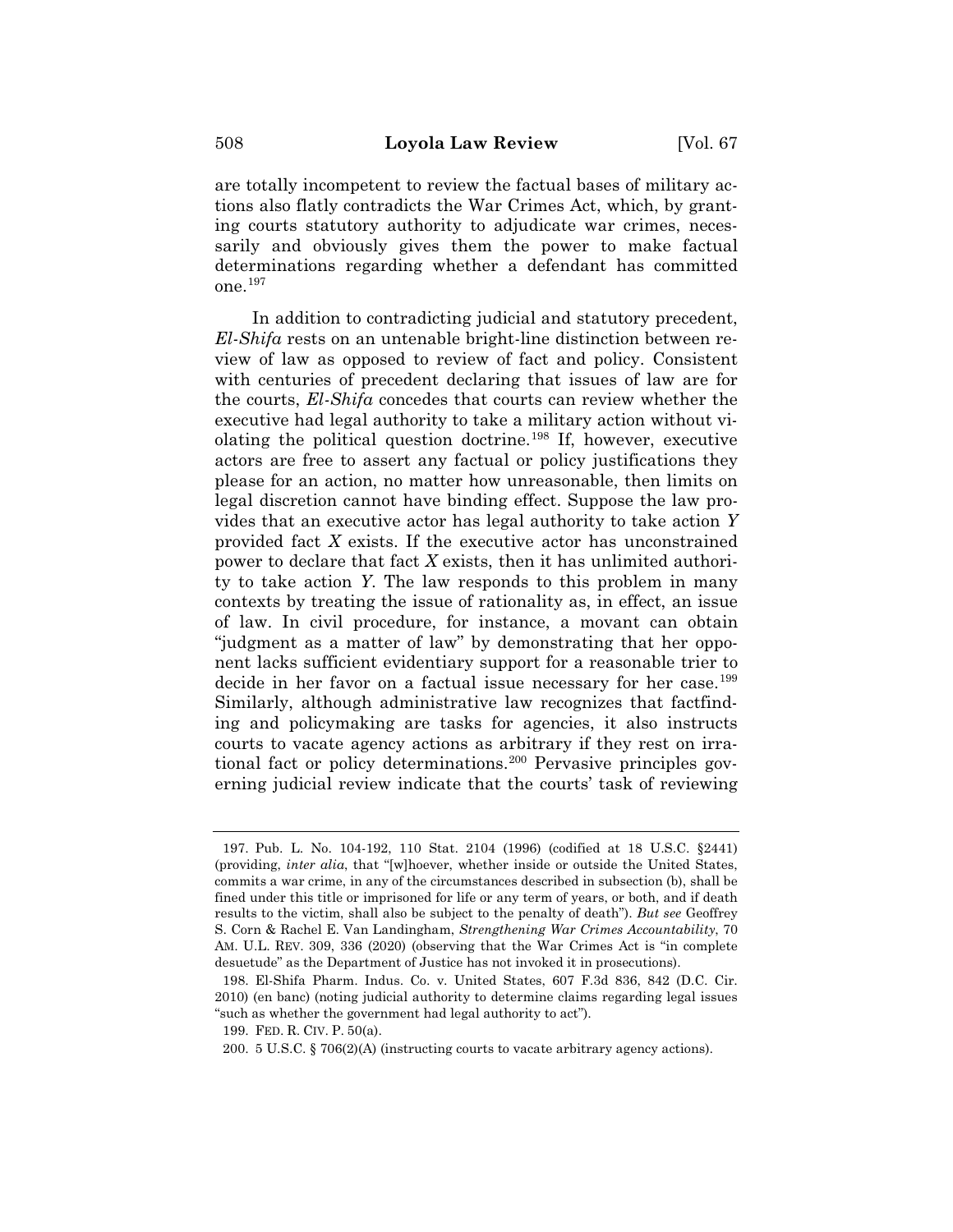are totally incompetent to review the factual bases of military actions also flatly contradicts the War Crimes Act, which, by granting courts statutory authority to adjudicate war crimes, necessarily and obviously gives them the power to make factual determinations regarding whether a defendant has committed one.[197]

In addition to contradicting judicial and statutory precedent, *El-Shifa* rests on an untenable bright-line distinction between review of law as opposed to review of fact and policy. Consistent with centuries of precedent declaring that issues of law are for the courts, *El-Shifa* concedes that courts can review whether the executive had legal authority to take a military action without violating the political question doctrine.[198] If, however, executive actors are free to assert any factual or policy justifications they please for an action, no matter how unreasonable, then limits on legal discretion cannot have binding effect. Suppose the law provides that an executive actor has legal authority to take action *Y* provided fact *X* exists. If the executive actor has unconstrained power to declare that fact *X* exists, then it has unlimited authority to take action *Y*. The law responds to this problem in many contexts by treating the issue of rationality as, in effect, an issue of law. In civil procedure, for instance, a movant can obtain "judgment as a matter of law" by demonstrating that her opponent lacks sufficient evidentiary support for a reasonable trier to decide in her favor on a factual issue necessary for her case.[199] Similarly, although administrative law recognizes that factfinding and policymaking are tasks for agencies, it also instructs courts to vacate agency actions as arbitrary if they rest on irrational fact or policy determinations.[200] Pervasive principles governing judicial review indicate that the courts' task of reviewing

---

197. Pub. L. No. 104-192, 110 Stat. 2104 (1996) (codified at 18 U.S.C. §2441) (providing, *inter alia*, that "[w]hoever, whether inside or outside the United States, commits a war crime, in any of the circumstances described in subsection (b), shall be fined under this title or imprisoned for life or any term of years, or both, and if death results to the victim, shall also be subject to the penalty of death"). *But see* Geoffrey S. Corn & Rachel E. Van Landingham, *Strengthening War Crimes Accountability*, 70 AM. U.L. REV. 309, 336 (2020) (observing that the War Crimes Act is "in complete desuetude" as the Department of Justice has not invoked it in prosecutions).

198. El-Shifa Pharm. Indus. Co. v. United States, 607 F.3d 836, 842 (D.C. Cir. 2010) (en banc) (noting judicial authority to determine claims regarding legal issues "such as whether the government had legal authority to act").

199. FED. R. CIV. P. 50(a).

200. 5 U.S.C. § 706(2)(A) (instructing courts to vacate arbitrary agency actions).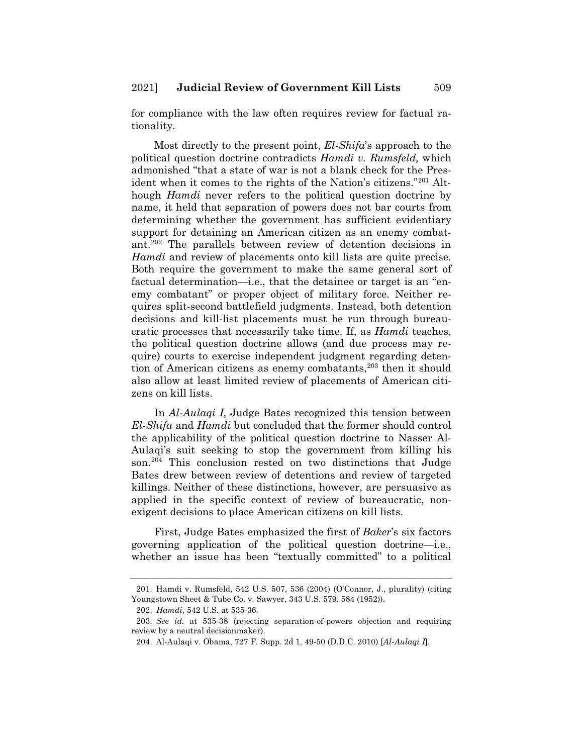for compliance with the law often requires review for factual rationality.

Most directly to the present point, *El-Shifa*'s approach to the political question doctrine contradicts *Hamdi v. Rumsfeld,* which admonished "that a state of war is not a blank check for the President when it comes to the rights of the Nation's citizens."[201] Although *Hamdi* never refers to the political question doctrine by name, it held that separation of powers does not bar courts from determining whether the government has sufficient evidentiary support for detaining an American citizen as an enemy combatant.[202] The parallels between review of detention decisions in *Hamdi* and review of placements onto kill lists are quite precise. Both require the government to make the same general sort of factual determination—i.e., that the detainee or target is an "enemy combatant" or proper object of military force. Neither requires split-second battlefield judgments. Instead, both detention decisions and kill-list placements must be run through bureaucratic processes that necessarily take time. If, as *Hamdi* teaches, the political question doctrine allows (and due process may require) courts to exercise independent judgment regarding detention of American citizens as enemy combatants,[203] then it should also allow at least limited review of placements of American citizens on kill lists.

In *Al-Aulaqi I,* Judge Bates recognized this tension between *El-Shifa* and *Hamdi* but concluded that the former should control the applicability of the political question doctrine to Nasser Al-Aulaqi's suit seeking to stop the government from killing his son.[204] This conclusion rested on two distinctions that Judge Bates drew between review of detentions and review of targeted killings. Neither of these distinctions, however, are persuasive as applied in the specific context of review of bureaucratic, non-exigent decisions to place American citizens on kill lists.

First, Judge Bates emphasized the first of *Baker*'s six factors governing application of the political question doctrine—i.e., whether an issue has been "textually committed" to a political

---

201. Hamdi v. Rumsfeld, 542 U.S. 507, 536 (2004) (O'Connor, J., plurality) (citing Youngstown Sheet & Tube Co. v. Sawyer, 343 U.S. 579, 584 (1952)).

202. *Hamdi*, 542 U.S. at 535-36.

203. *See id.* at 535-38 (rejecting separation-of-powers objection and requiring review by a neutral decisionmaker).

204. Al-Aulaqi v. Obama, 727 F. Supp. 2d 1, 49-50 (D.D.C. 2010) [*Al-Aulaqi I*].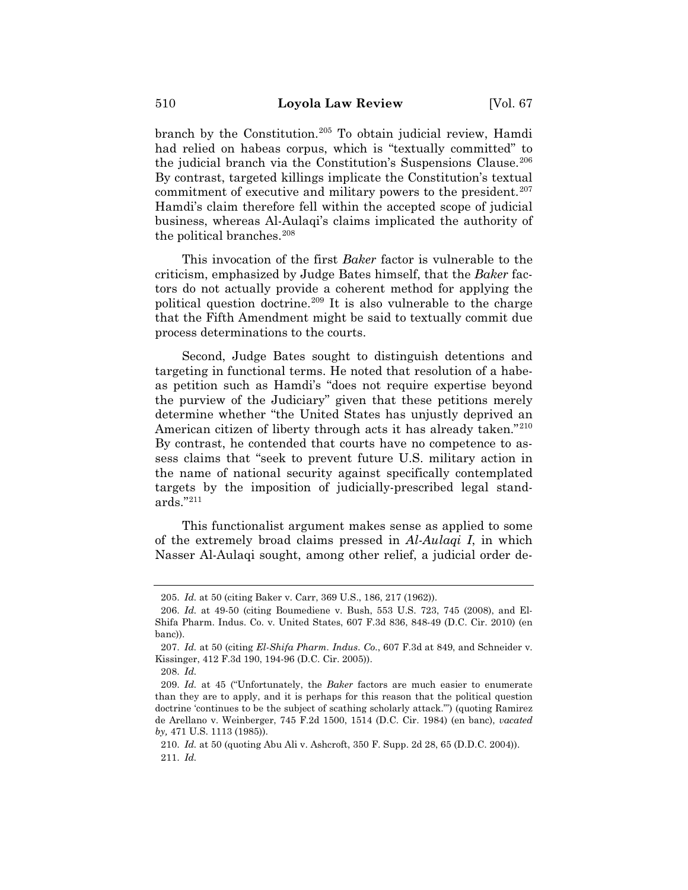branch by the Constitution.[205] To obtain judicial review, Hamdi had relied on habeas corpus, which is "textually committed" to the judicial branch via the Constitution's Suspensions Clause.[206] By contrast, targeted killings implicate the Constitution's textual commitment of executive and military powers to the president.[207] Hamdi's claim therefore fell within the accepted scope of judicial business, whereas Al-Aulaqi's claims implicated the authority of the political branches.[208]

This invocation of the first *Baker* factor is vulnerable to the criticism, emphasized by Judge Bates himself, that the *Baker* factors do not actually provide a coherent method for applying the political question doctrine.[209] It is also vulnerable to the charge that the Fifth Amendment might be said to textually commit due process determinations to the courts.

Second, Judge Bates sought to distinguish detentions and targeting in functional terms. He noted that resolution of a habeas petition such as Hamdi's "does not require expertise beyond the purview of the Judiciary" given that these petitions merely determine whether "the United States has unjustly deprived an American citizen of liberty through acts it has already taken."[210] By contrast, he contended that courts have no competence to assess claims that "seek to prevent future U.S. military action in the name of national security against specifically contemplated targets by the imposition of judicially-prescribed legal standards."[211]

This functionalist argument makes sense as applied to some of the extremely broad claims pressed in *Al-Aulaqi I*, in which Nasser Al-Aulaqi sought, among other relief, a judicial order de-

---

205. *Id.* at 50 (citing Baker v. Carr, 369 U.S., 186, 217 (1962)).

206. *Id.* at 49-50 (citing Boumediene v. Bush, 553 U.S. 723, 745 (2008), and El-Shifa Pharm. Indus. Co. v. United States, 607 F.3d 836, 848-49 (D.C. Cir. 2010) (en banc)).

207. *Id.* at 50 (citing *El-Shifa Pharm. Indus. Co.*, 607 F.3d at 849, and Schneider v. Kissinger, 412 F.3d 190, 194-96 (D.C. Cir. 2005)).

208. *Id.*

209. *Id.* at 45 ("Unfortunately, the *Baker* factors are much easier to enumerate than they are to apply, and it is perhaps for this reason that the political question doctrine 'continues to be the subject of scathing scholarly attack.'") (quoting Ramirez de Arellano v. Weinberger, 745 F.2d 1500, 1514 (D.C. Cir. 1984) (en banc), *vacated by,* 471 U.S. 1113 (1985)).

210. *Id.* at 50 (quoting Abu Ali v. Ashcroft, 350 F. Supp. 2d 28, 65 (D.D.C. 2004)).

211. *Id.*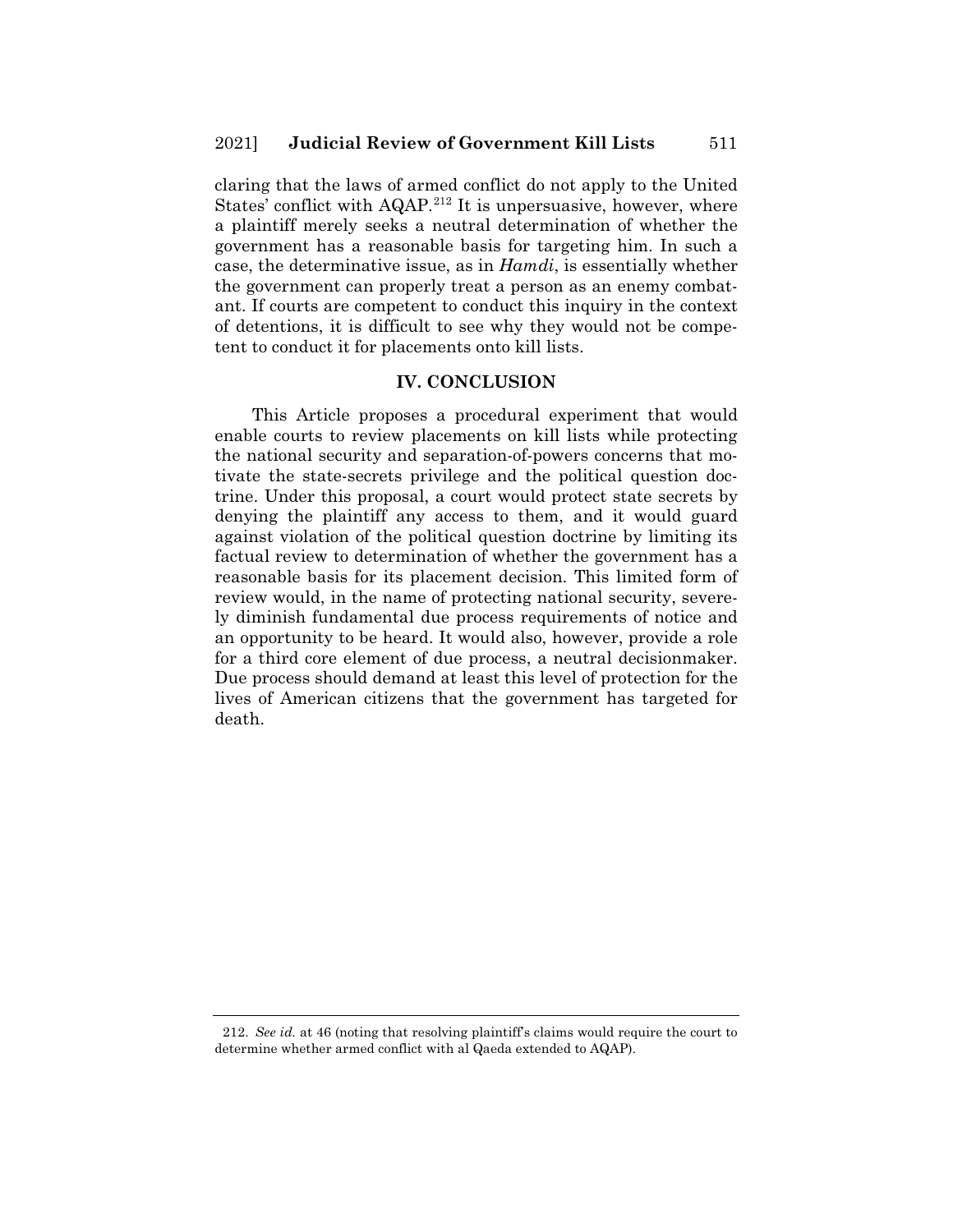claring that the laws of armed conflict do not apply to the United States' conflict with AQAP.[212] It is unpersuasive, however, where a plaintiff merely seeks a neutral determination of whether the government has a reasonable basis for targeting him. In such a case, the determinative issue, as in *Hamdi*, is essentially whether the government can properly treat a person as an enemy combatant. If courts are competent to conduct this inquiry in the context of detentions, it is difficult to see why they would not be competent to conduct it for placements onto kill lists.

## IV. CONCLUSION

This Article proposes a procedural experiment that would enable courts to review placements on kill lists while protecting the national security and separation-of-powers concerns that motivate the state-secrets privilege and the political question doctrine. Under this proposal, a court would protect state secrets by denying the plaintiff any access to them, and it would guard against violation of the political question doctrine by limiting its factual review to determination of whether the government has a reasonable basis for its placement decision. This limited form of review would, in the name of protecting national security, severely diminish fundamental due process requirements of notice and an opportunity to be heard. It would also, however, provide a role for a third core element of due process, a neutral decisionmaker. Due process should demand at least this level of protection for the lives of American citizens that the government has targeted for death.

---

212. *See id.* at 46 (noting that resolving plaintiff's claims would require the court to determine whether armed conflict with al Qaeda extended to AQAP).